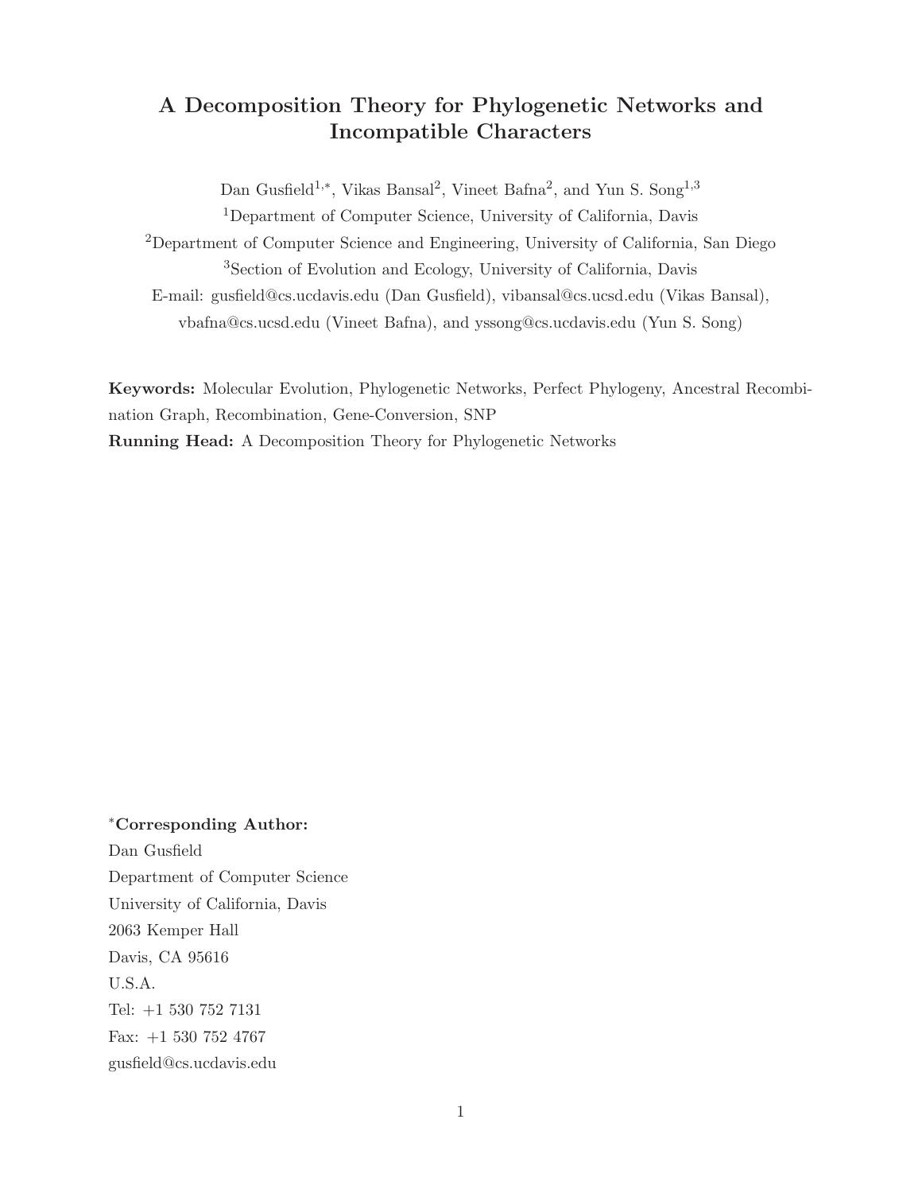# A Decomposition Theory for Phylogenetic Networks and Incompatible Characters

Dan Gusfield[1,*], Vikas Bansal[2], Vineet Bafna[2], and Yun S. Song[1,3]

[1]Department of Computer Science, University of California, Davis

[2]Department of Computer Science and Engineering, University of California, San Diego

[3]Section of Evolution and Ecology, University of California, Davis

E-mail: gusfield@cs.ucdavis.edu (Dan Gusfield), vibansal@cs.ucsd.edu (Vikas Bansal), vbafna@cs.ucsd.edu (Vineet Bafna), and yssong@cs.ucdavis.edu (Yun S. Song)

**Keywords:** Molecular Evolution, Phylogenetic Networks, Perfect Phylogeny, Ancestral Recombination Graph, Recombination, Gene-Conversion, SNP

**Running Head:** A Decomposition Theory for Phylogenetic Networks

[*]**Corresponding Author:**
Dan Gusfield
Department of Computer Science
University of California, Davis
2063 Kemper Hall
Davis, CA 95616
U.S.A.
Tel: +1 530 752 7131
Fax: +1 530 752 4767
gusfield@cs.ucdavis.edu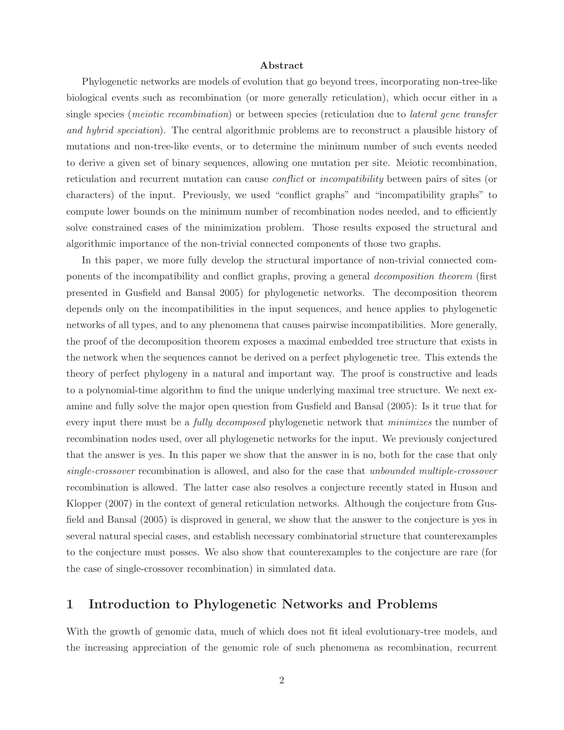**Abstract**

Phylogenetic networks are models of evolution that go beyond trees, incorporating non-tree-like biological events such as recombination (or more generally reticulation), which occur either in a single species (*meiotic recombination*) or between species (reticulation due to *lateral gene transfer and hybrid speciation*). The central algorithmic problems are to reconstruct a plausible history of mutations and non-tree-like events, or to determine the minimum number of such events needed to derive a given set of binary sequences, allowing one mutation per site. Meiotic recombination, reticulation and recurrent mutation can cause *conflict* or *incompatibility* between pairs of sites (or characters) of the input. Previously, we used "conflict graphs" and "incompatibility graphs" to compute lower bounds on the minimum number of recombination nodes needed, and to efficiently solve constrained cases of the minimization problem. Those results exposed the structural and algorithmic importance of the non-trivial connected components of those two graphs.

In this paper, we more fully develop the structural importance of non-trivial connected components of the incompatibility and conflict graphs, proving a general *decomposition theorem* (first presented in Gusfield and Bansal 2005) for phylogenetic networks. The decomposition theorem depends only on the incompatibilities in the input sequences, and hence applies to phylogenetic networks of all types, and to any phenomena that causes pairwise incompatibilities. More generally, the proof of the decomposition theorem exposes a maximal embedded tree structure that exists in the network when the sequences cannot be derived on a perfect phylogenetic tree. This extends the theory of perfect phylogeny in a natural and important way. The proof is constructive and leads to a polynomial-time algorithm to find the unique underlying maximal tree structure. We next examine and fully solve the major open question from Gusfield and Bansal (2005): Is it true that for every input there must be a *fully decomposed* phylogenetic network that *minimizes* the number of recombination nodes used, over all phylogenetic networks for the input. We previously conjectured that the answer is yes. In this paper we show that the answer in is no, both for the case that only *single-crossover* recombination is allowed, and also for the case that *unbounded multiple-crossover* recombination is allowed. The latter case also resolves a conjecture recently stated in Huson and Klopper (2007) in the context of general reticulation networks. Although the conjecture from Gusfield and Bansal (2005) is disproved in general, we show that the answer to the conjecture is yes in several natural special cases, and establish necessary combinatorial structure that counterexamples to the conjecture must posses. We also show that counterexamples to the conjecture are rare (for the case of single-crossover recombination) in simulated data.

## 1 Introduction to Phylogenetic Networks and Problems

With the growth of genomic data, much of which does not fit ideal evolutionary-tree models, and the increasing appreciation of the genomic role of such phenomena as recombination, recurrent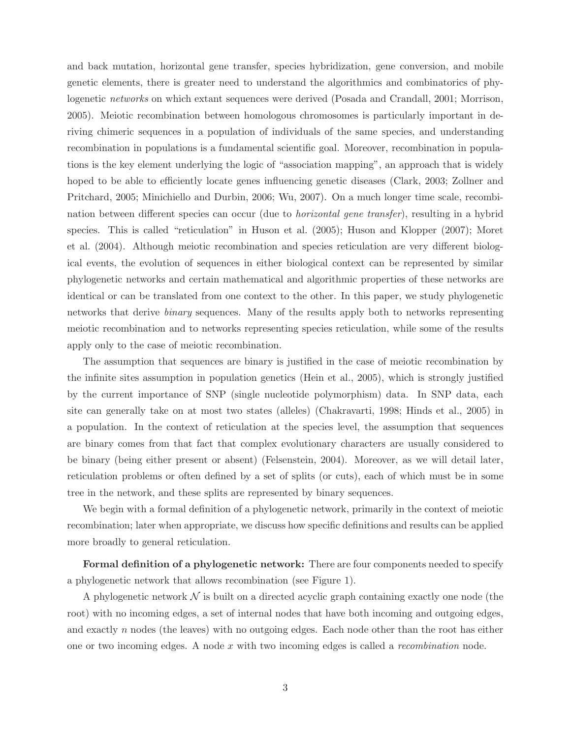and back mutation, horizontal gene transfer, species hybridization, gene conversion, and mobile genetic elements, there is greater need to understand the algorithmics and combinatorics of phylogenetic *networks* on which extant sequences were derived (Posada and Crandall, 2001; Morrison, 2005). Meiotic recombination between homologous chromosomes is particularly important in deriving chimeric sequences in a population of individuals of the same species, and understanding recombination in populations is a fundamental scientific goal. Moreover, recombination in populations is the key element underlying the logic of "association mapping", an approach that is widely hoped to be able to efficiently locate genes influencing genetic diseases (Clark, 2003; Zollner and Pritchard, 2005; Minichiello and Durbin, 2006; Wu, 2007). On a much longer time scale, recombination between different species can occur (due to *horizontal gene transfer*), resulting in a hybrid species. This is called "reticulation" in Huson et al. (2005); Huson and Klopper (2007); Moret et al. (2004). Although meiotic recombination and species reticulation are very different biological events, the evolution of sequences in either biological context can be represented by similar phylogenetic networks and certain mathematical and algorithmic properties of these networks are identical or can be translated from one context to the other. In this paper, we study phylogenetic networks that derive *binary* sequences. Many of the results apply both to networks representing meiotic recombination and to networks representing species reticulation, while some of the results apply only to the case of meiotic recombination.

The assumption that sequences are binary is justified in the case of meiotic recombination by the infinite sites assumption in population genetics (Hein et al., 2005), which is strongly justified by the current importance of SNP (single nucleotide polymorphism) data. In SNP data, each site can generally take on at most two states (alleles) (Chakravarti, 1998; Hinds et al., 2005) in a population. In the context of reticulation at the species level, the assumption that sequences are binary comes from that fact that complex evolutionary characters are usually considered to be binary (being either present or absent) (Felsenstein, 2004). Moreover, as we will detail later, reticulation problems or often defined by a set of splits (or cuts), each of which must be in some tree in the network, and these splits are represented by binary sequences.

We begin with a formal definition of a phylogenetic network, primarily in the context of meiotic recombination; later when appropriate, we discuss how specific definitions and results can be applied more broadly to general reticulation.

**Formal definition of a phylogenetic network:** There are four components needed to specify a phylogenetic network that allows recombination (see Figure 1).

A phylogenetic network $\mathcal{N}$ is built on a directed acyclic graph containing exactly one node (the root) with no incoming edges, a set of internal nodes that have both incoming and outgoing edges, and exactly $n$ nodes (the leaves) with no outgoing edges. Each node other than the root has either one or two incoming edges. A node $x$ with two incoming edges is called a *recombination* node.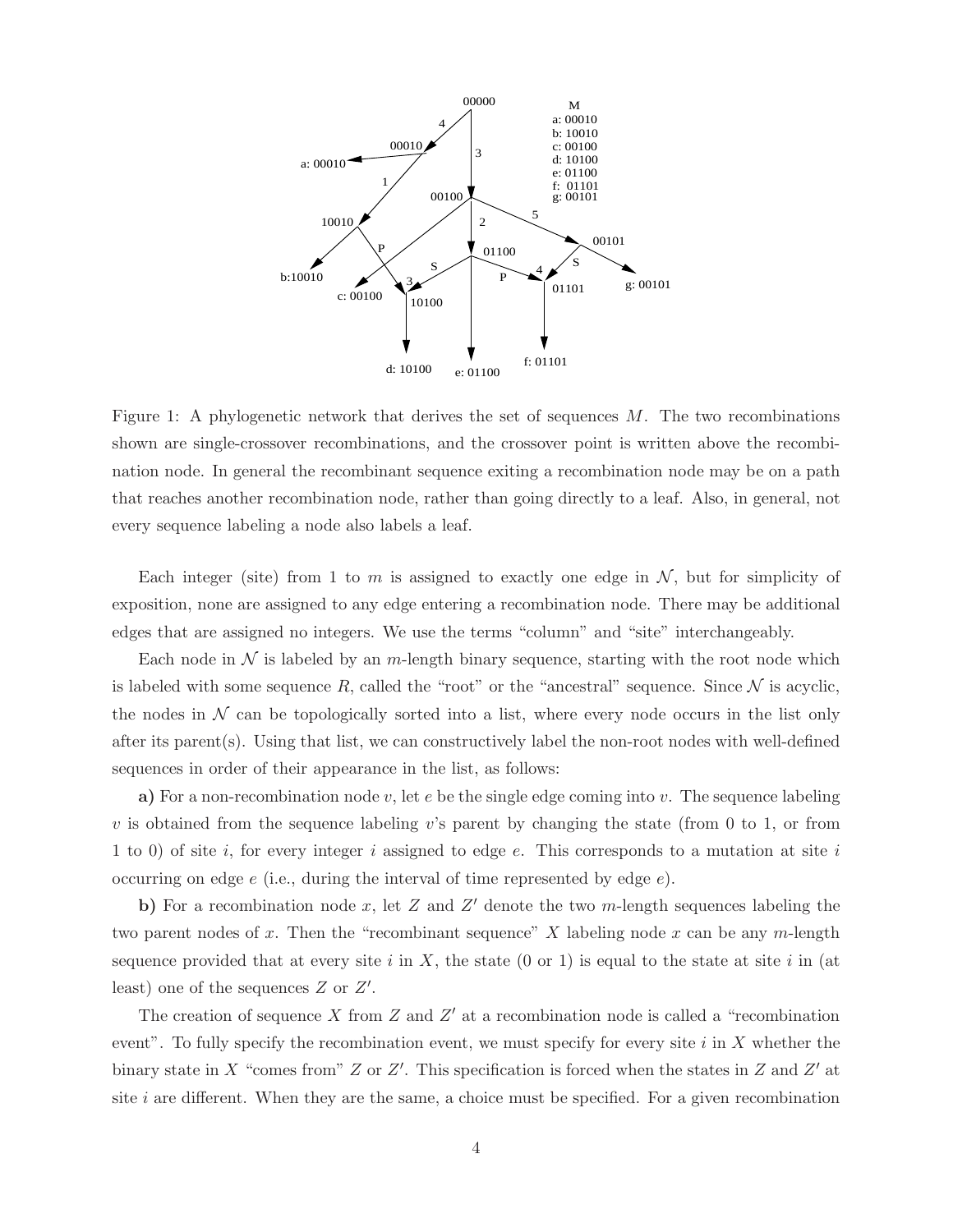Figure 1: A phylogenetic network that derives the set of sequences $M$. The two recombinations shown are single-crossover recombinations, and the crossover point is written above the recombination node. In general the recombinant sequence exiting a recombination node may be on a path that reaches another recombination node, rather than going directly to a leaf. Also, in general, not every sequence labeling a node also labels a leaf.

Each integer (site) from 1 to $m$ is assigned to exactly one edge in $\mathcal{N}$, but for simplicity of exposition, none are assigned to any edge entering a recombination node. There may be additional edges that are assigned no integers. We use the terms "column" and "site" interchangeably.

Each node in $\mathcal{N}$ is labeled by an $m$-length binary sequence, starting with the root node which is labeled with some sequence $R$, called the "root" or the "ancestral" sequence. Since $\mathcal{N}$ is acyclic, the nodes in $\mathcal{N}$ can be topologically sorted into a list, where every node occurs in the list only after its parent(s). Using that list, we can constructively label the non-root nodes with well-defined sequences in order of their appearance in the list, as follows:

**a)** For a non-recombination node $v$, let $e$ be the single edge coming into $v$. The sequence labeling $v$ is obtained from the sequence labeling $v$'s parent by changing the state (from 0 to 1, or from 1 to 0) of site $i$, for every integer $i$ assigned to edge $e$. This corresponds to a mutation at site $i$ occurring on edge $e$ (i.e., during the interval of time represented by edge $e$).

**b)** For a recombination node $x$, let $Z$ and $Z'$ denote the two $m$-length sequences labeling the two parent nodes of $x$. Then the "recombinant sequence" $X$ labeling node $x$ can be any $m$-length sequence provided that at every site $i$ in $X$, the state (0 or 1) is equal to the state at site $i$ in (at least) one of the sequences $Z$ or $Z'$.

The creation of sequence $X$ from $Z$ and $Z'$ at a recombination node is called a "recombination event". To fully specify the recombination event, we must specify for every site $i$ in $X$ whether the binary state in $X$ "comes from" $Z$ or $Z'$. This specification is forced when the states in $Z$ and $Z'$ at site $i$ are different. When they are the same, a choice must be specified. For a given recombination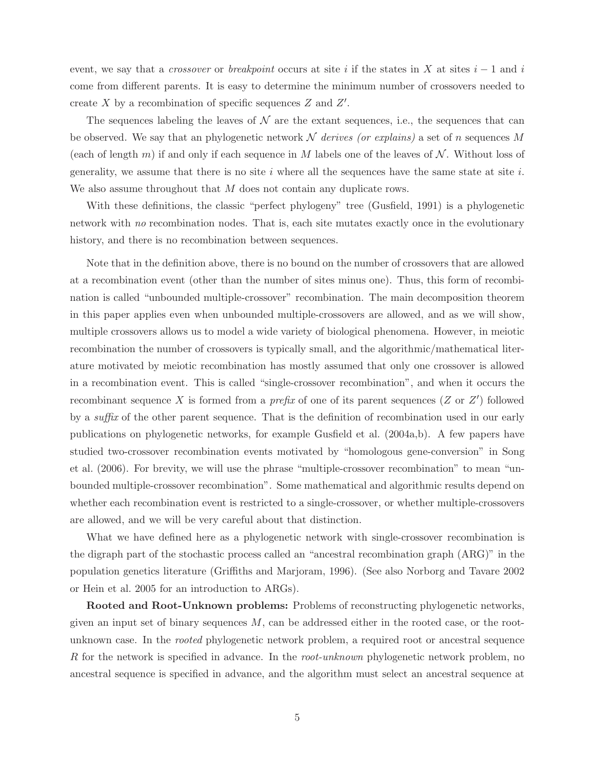event, we say that a *crossover* or *breakpoint* occurs at site $i$ if the states in $X$ at sites $i-1$ and $i$ come from different parents. It is easy to determine the minimum number of crossovers needed to create $X$ by a recombination of specific sequences $Z$ and $Z'$.

The sequences labeling the leaves of $\mathcal{N}$ are the extant sequences, i.e., the sequences that can be observed. We say that an phylogenetic network $\mathcal{N}$ *derives (or explains)* a set of $n$ sequences $M$ (each of length $m$) if and only if each sequence in $M$ labels one of the leaves of $\mathcal{N}$. Without loss of generality, we assume that there is no site $i$ where all the sequences have the same state at site $i$. We also assume throughout that $M$ does not contain any duplicate rows.

With these definitions, the classic "perfect phylogeny" tree (Gusfield, 1991) is a phylogenetic network with *no* recombination nodes. That is, each site mutates exactly once in the evolutionary history, and there is no recombination between sequences.

Note that in the definition above, there is no bound on the number of crossovers that are allowed at a recombination event (other than the number of sites minus one). Thus, this form of recombination is called "unbounded multiple-crossover" recombination. The main decomposition theorem in this paper applies even when unbounded multiple-crossovers are allowed, and as we will show, multiple crossovers allows us to model a wide variety of biological phenomena. However, in meiotic recombination the number of crossovers is typically small, and the algorithmic/mathematical literature motivated by meiotic recombination has mostly assumed that only one crossover is allowed in a recombination event. This is called "single-crossover recombination", and when it occurs the recombinant sequence $X$ is formed from a *prefix* of one of its parent sequences ($Z$ or $Z'$) followed by a *suffix* of the other parent sequence. That is the definition of recombination used in our early publications on phylogenetic networks, for example Gusfield et al. (2004a,b). A few papers have studied two-crossover recombination events motivated by "homologous gene-conversion" in Song et al. (2006). For brevity, we will use the phrase "multiple-crossover recombination" to mean "unbounded multiple-crossover recombination". Some mathematical and algorithmic results depend on whether each recombination event is restricted to a single-crossover, or whether multiple-crossovers are allowed, and we will be very careful about that distinction.

What we have defined here as a phylogenetic network with single-crossover recombination is the digraph part of the stochastic process called an "ancestral recombination graph (ARG)" in the population genetics literature (Griffiths and Marjoram, 1996). (See also Norborg and Tavare 2002 or Hein et al. 2005 for an introduction to ARGs).

**Rooted and Root-Unknown problems:** Problems of reconstructing phylogenetic networks, given an input set of binary sequences $M$, can be addressed either in the rooted case, or the root-unknown case. In the *rooted* phylogenetic network problem, a required root or ancestral sequence $R$ for the network is specified in advance. In the *root-unknown* phylogenetic network problem, no ancestral sequence is specified in advance, and the algorithm must select an ancestral sequence at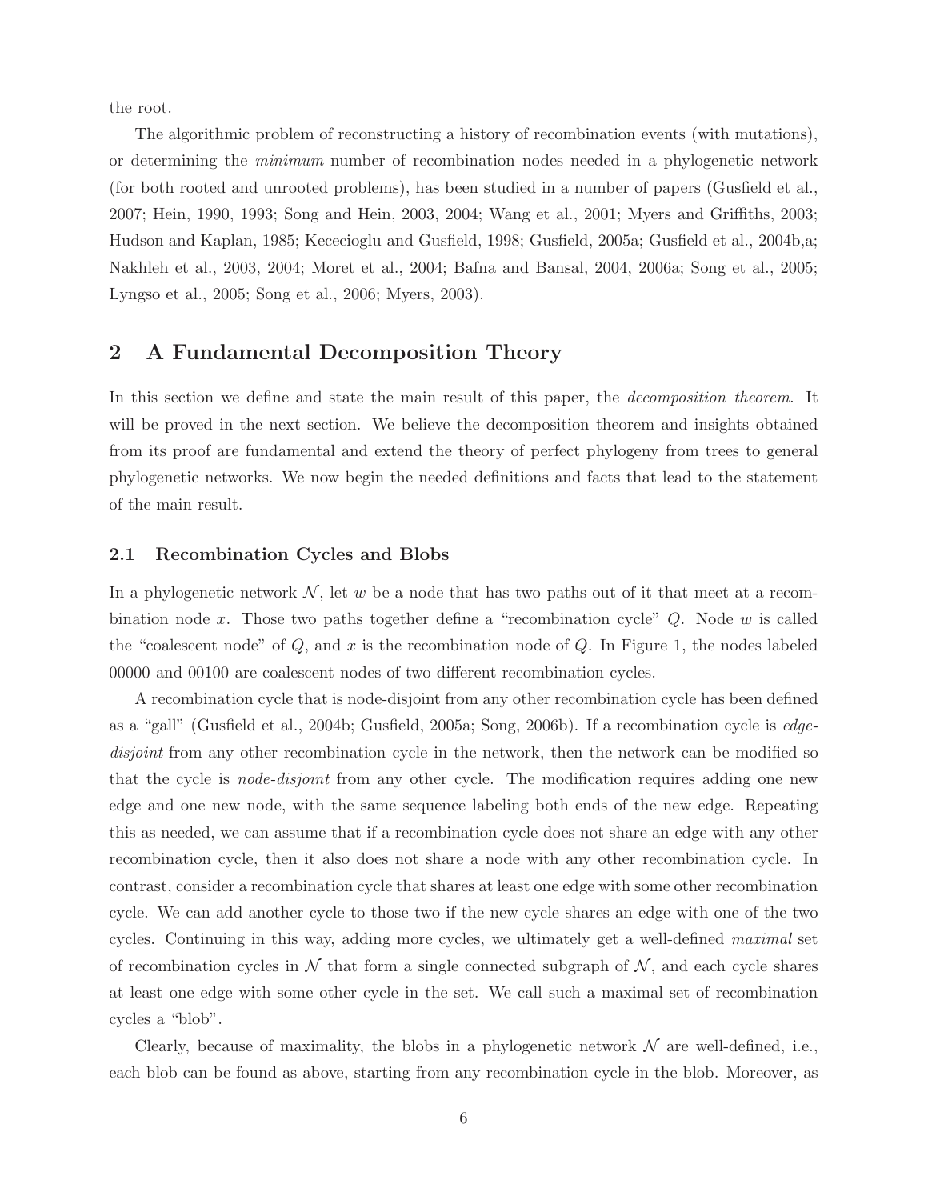the root.

The algorithmic problem of reconstructing a history of recombination events (with mutations), or determining the *minimum* number of recombination nodes needed in a phylogenetic network (for both rooted and unrooted problems), has been studied in a number of papers (Gusfield et al., 2007; Hein, 1990, 1993; Song and Hein, 2003, 2004; Wang et al., 2001; Myers and Griffiths, 2003; Hudson and Kaplan, 1985; Kececioglu and Gusfield, 1998; Gusfield, 2005a; Gusfield et al., 2004b,a; Nakhleh et al., 2003, 2004; Moret et al., 2004; Bafna and Bansal, 2004, 2006a; Song et al., 2005; Lyngso et al., 2005; Song et al., 2006; Myers, 2003).

## 2 A Fundamental Decomposition Theory

In this section we define and state the main result of this paper, the *decomposition theorem*. It will be proved in the next section. We believe the decomposition theorem and insights obtained from its proof are fundamental and extend the theory of perfect phylogeny from trees to general phylogenetic networks. We now begin the needed definitions and facts that lead to the statement of the main result.

### 2.1 Recombination Cycles and Blobs

In a phylogenetic network $\mathcal{N}$, let $w$ be a node that has two paths out of it that meet at a recombination node $x$. Those two paths together define a "recombination cycle" $Q$. Node $w$ is called the "coalescent node" of $Q$, and $x$ is the recombination node of $Q$. In Figure 1, the nodes labeled 00000 and 00100 are coalescent nodes of two different recombination cycles.

A recombination cycle that is node-disjoint from any other recombination cycle has been defined as a "gall" (Gusfield et al., 2004b; Gusfield, 2005a; Song, 2006b). If a recombination cycle is *edge-disjoint* from any other recombination cycle in the network, then the network can be modified so that the cycle is *node-disjoint* from any other cycle. The modification requires adding one new edge and one new node, with the same sequence labeling both ends of the new edge. Repeating this as needed, we can assume that if a recombination cycle does not share an edge with any other recombination cycle, then it also does not share a node with any other recombination cycle. In contrast, consider a recombination cycle that shares at least one edge with some other recombination cycle. We can add another cycle to those two if the new cycle shares an edge with one of the two cycles. Continuing in this way, adding more cycles, we ultimately get a well-defined *maximal* set of recombination cycles in $\mathcal{N}$ that form a single connected subgraph of $\mathcal{N}$, and each cycle shares at least one edge with some other cycle in the set. We call such a maximal set of recombination cycles a "blob".

Clearly, because of maximality, the blobs in a phylogenetic network $\mathcal{N}$ are well-defined, i.e., each blob can be found as above, starting from any recombination cycle in the blob. Moreover, as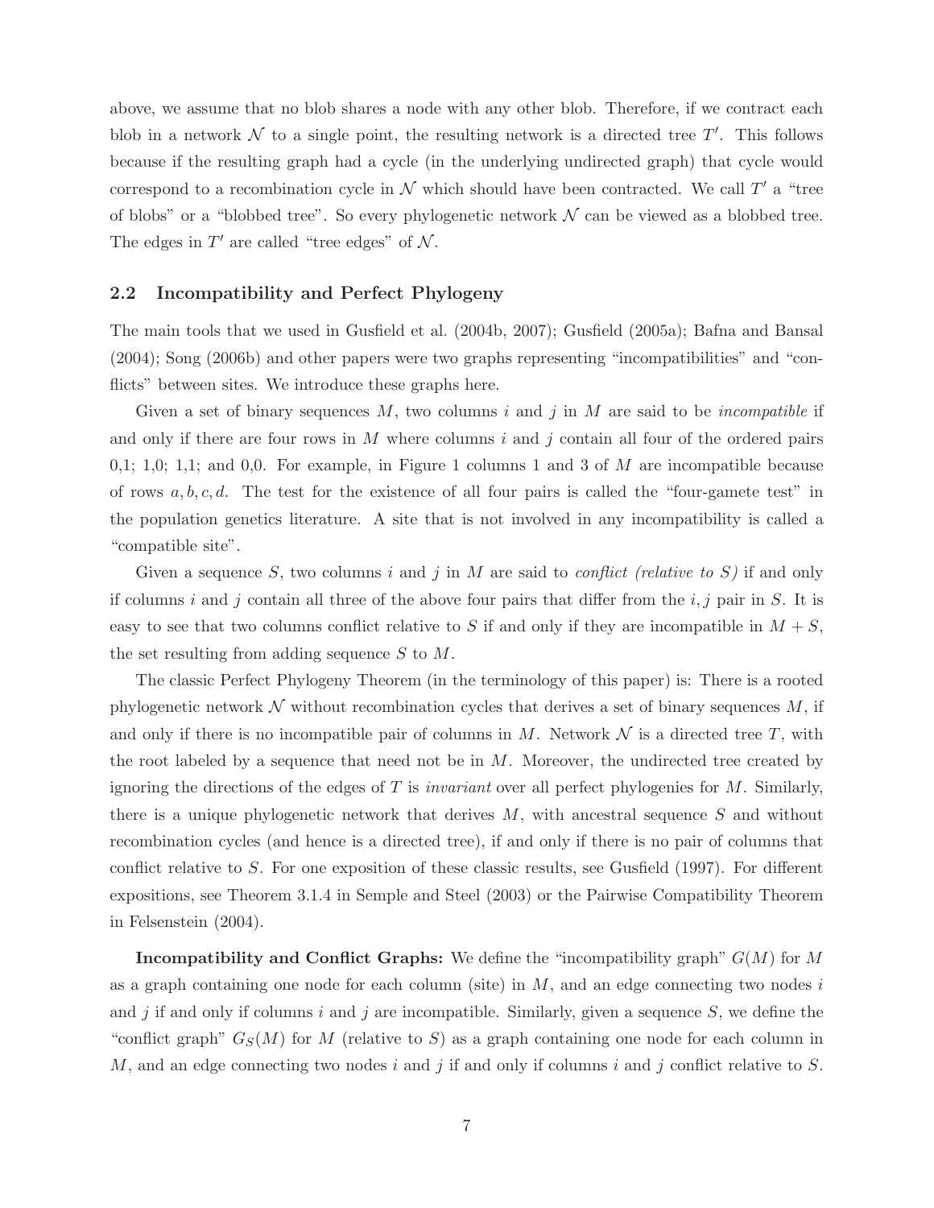above, we assume that no blob shares a node with any other blob. Therefore, if we contract each blob in a network $\mathcal{N}$ to a single point, the resulting network is a directed tree $T'$. This follows because if the resulting graph had a cycle (in the underlying undirected graph) that cycle would correspond to a recombination cycle in $\mathcal{N}$ which should have been contracted. We call $T'$ a "tree of blobs" or a "blobbed tree". So every phylogenetic network $\mathcal{N}$ can be viewed as a blobbed tree. The edges in $T'$ are called "tree edges" of $\mathcal{N}$.

## 2.2 Incompatibility and Perfect Phylogeny

The main tools that we used in Gusfield et al. (2004b, 2007); Gusfield (2005a); Bafna and Bansal (2004); Song (2006b) and other papers were two graphs representing "incompatibilities" and "conflicts" between sites. We introduce these graphs here.

Given a set of binary sequences $M$, two columns $i$ and $j$ in $M$ are said to be *incompatible* if and only if there are four rows in $M$ where columns $i$ and $j$ contain all four of the ordered pairs 0,1; 1,0; 1,1; and 0,0. For example, in Figure 1 columns 1 and 3 of $M$ are incompatible because of rows $a, b, c, d$. The test for the existence of all four pairs is called the "four-gamete test" in the population genetics literature. A site that is not involved in any incompatibility is called a "compatible site".

Given a sequence $S$, two columns $i$ and $j$ in $M$ are said to *conflict (relative to $S$)* if and only if columns $i$ and $j$ contain all three of the above four pairs that differ from the $i, j$ pair in $S$. It is easy to see that two columns conflict relative to $S$ if and only if they are incompatible in $M + S$, the set resulting from adding sequence $S$ to $M$.

The classic Perfect Phylogeny Theorem (in the terminology of this paper) is: There is a rooted phylogenetic network $\mathcal{N}$ without recombination cycles that derives a set of binary sequences $M$, if and only if there is no incompatible pair of columns in $M$. Network $\mathcal{N}$ is a directed tree $T$, with the root labeled by a sequence that need not be in $M$. Moreover, the undirected tree created by ignoring the directions of the edges of $T$ is *invariant* over all perfect phylogenies for $M$. Similarly, there is a unique phylogenetic network that derives $M$, with ancestral sequence $S$ and without recombination cycles (and hence is a directed tree), if and only if there is no pair of columns that conflict relative to $S$. For one exposition of these classic results, see Gusfield (1997). For different expositions, see Theorem 3.1.4 in Semple and Steel (2003) or the Pairwise Compatibility Theorem in Felsenstein (2004).

**Incompatibility and Conflict Graphs:** We define the "incompatibility graph" $G(M)$ for $M$ as a graph containing one node for each column (site) in $M$, and an edge connecting two nodes $i$ and $j$ if and only if columns $i$ and $j$ are incompatible. Similarly, given a sequence $S$, we define the "conflict graph" $G_S(M)$ for $M$ (relative to $S$) as a graph containing one node for each column in $M$, and an edge connecting two nodes $i$ and $j$ if and only if columns $i$ and $j$ conflict relative to $S$.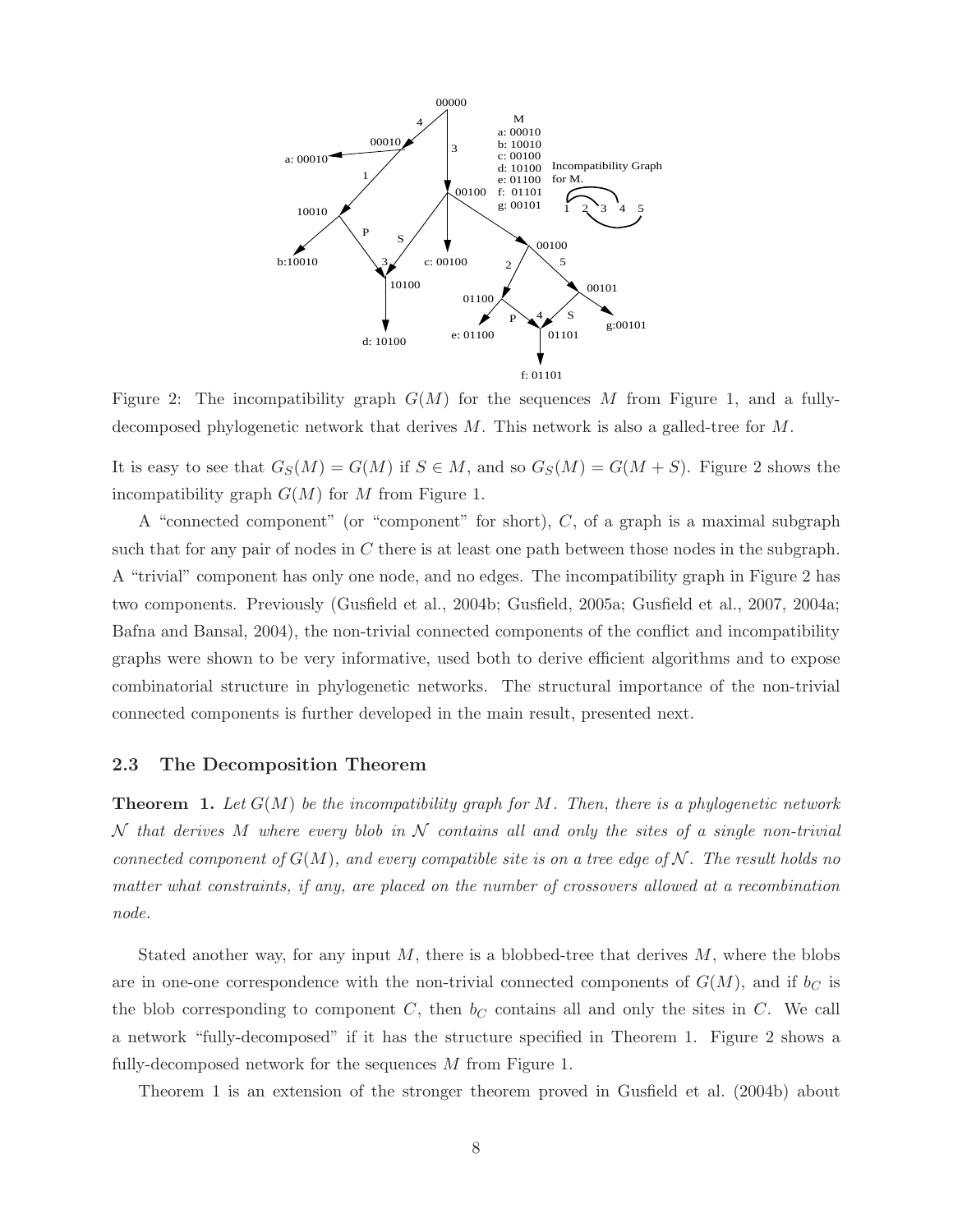Figure 2: The incompatibility graph $G(M)$ for the sequences $M$ from Figure 1, and a fully-decomposed phylogenetic network that derives $M$. This network is also a galled-tree for $M$.

It is easy to see that $G_S(M) = G(M)$ if $S \in M$, and so $G_S(M) = G(M + S)$. Figure 2 shows the incompatibility graph $G(M)$ for $M$ from Figure 1.

A "connected component" (or "component" for short), $C$, of a graph is a maximal subgraph such that for any pair of nodes in $C$ there is at least one path between those nodes in the subgraph. A "trivial" component has only one node, and no edges. The incompatibility graph in Figure 2 has two components. Previously (Gusfield et al., 2004b; Gusfield, 2005a; Gusfield et al., 2007, 2004a; Bafna and Bansal, 2004), the non-trivial connected components of the conflict and incompatibility graphs were shown to be very informative, used both to derive efficient algorithms and to expose combinatorial structure in phylogenetic networks. The structural importance of the non-trivial connected components is further developed in the main result, presented next.

### 2.3 The Decomposition Theorem

**Theorem 1.** *Let $G(M)$ be the incompatibility graph for $M$. Then, there is a phylogenetic network $\mathcal{N}$ that derives $M$ where every blob in $\mathcal{N}$ contains all and only the sites of a single non-trivial connected component of $G(M)$, and every compatible site is on a tree edge of $\mathcal{N}$. The result holds no matter what constraints, if any, are placed on the number of crossovers allowed at a recombination node.*

Stated another way, for any input $M$, there is a blobbed-tree that derives $M$, where the blobs are in one-one correspondence with the non-trivial connected components of $G(M)$, and if $b_C$ is the blob corresponding to component $C$, then $b_C$ contains all and only the sites in $C$. We call a network "fully-decomposed" if it has the structure specified in Theorem 1. Figure 2 shows a fully-decomposed network for the sequences $M$ from Figure 1.

Theorem 1 is an extension of the stronger theorem proved in Gusfield et al. (2004b) about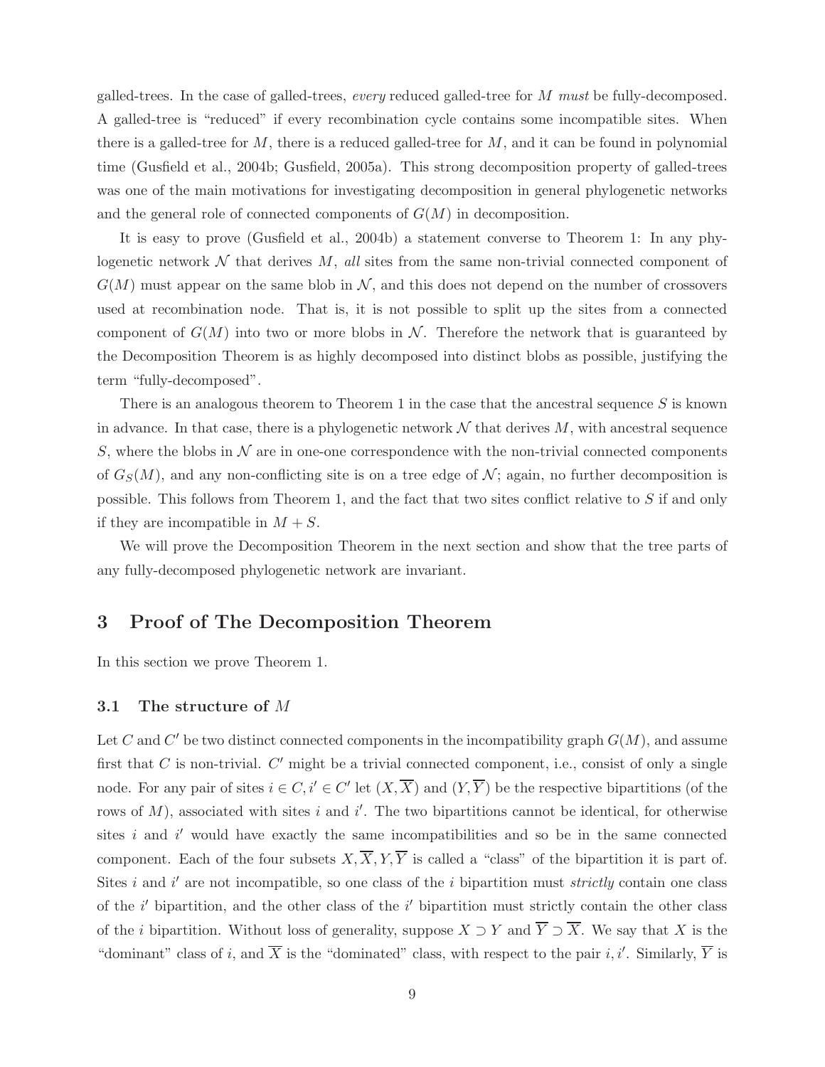galled-trees. In the case of galled-trees, *every* reduced galled-tree for $M$ *must* be fully-decomposed. A galled-tree is "reduced" if every recombination cycle contains some incompatible sites. When there is a galled-tree for $M$, there is a reduced galled-tree for $M$, and it can be found in polynomial time (Gusfield et al., 2004b; Gusfield, 2005a). This strong decomposition property of galled-trees was one of the main motivations for investigating decomposition in general phylogenetic networks and the general role of connected components of $G(M)$ in decomposition.

It is easy to prove (Gusfield et al., 2004b) a statement converse to Theorem 1: In any phylogenetic network $\mathcal{N}$ that derives $M$, *all* sites from the same non-trivial connected component of $G(M)$ must appear on the same blob in $\mathcal{N}$, and this does not depend on the number of crossovers used at recombination node. That is, it is not possible to split up the sites from a connected component of $G(M)$ into two or more blobs in $\mathcal{N}$. Therefore the network that is guaranteed by the Decomposition Theorem is as highly decomposed into distinct blobs as possible, justifying the term "fully-decomposed".

There is an analogous theorem to Theorem 1 in the case that the ancestral sequence $S$ is known in advance. In that case, there is a phylogenetic network $\mathcal{N}$ that derives $M$, with ancestral sequence $S$, where the blobs in $\mathcal{N}$ are in one-one correspondence with the non-trivial connected components of $G_S(M)$, and any non-conflicting site is on a tree edge of $\mathcal{N}$; again, no further decomposition is possible. This follows from Theorem 1, and the fact that two sites conflict relative to $S$ if and only if they are incompatible in $M + S$.

We will prove the Decomposition Theorem in the next section and show that the tree parts of any fully-decomposed phylogenetic network are invariant.

# 3 Proof of The Decomposition Theorem

In this section we prove Theorem 1.

## 3.1 The structure of $M$

Let $C$ and $C'$ be two distinct connected components in the incompatibility graph $G(M)$, and assume first that $C$ is non-trivial. $C'$ might be a trivial connected component, i.e., consist of only a single node. For any pair of sites $i \in C, i' \in C'$ let $(X, \overline{X})$ and $(Y, \overline{Y})$ be the respective bipartitions (of the rows of $M$), associated with sites $i$ and $i'$. The two bipartitions cannot be identical, for otherwise sites $i$ and $i'$ would have exactly the same incompatibilities and so be in the same connected component. Each of the four subsets $X, \overline{X}, Y, \overline{Y}$ is called a "class" of the bipartition it is part of. Sites $i$ and $i'$ are not incompatible, so one class of the $i$ bipartition must *strictly* contain one class of the $i'$ bipartition, and the other class of the $i'$ bipartition must strictly contain the other class of the $i$ bipartition. Without loss of generality, suppose $X \supset Y$ and $\overline{Y} \supset \overline{X}$. We say that $X$ is the "dominant" class of $i$, and $\overline{X}$ is the "dominated" class, with respect to the pair $i, i'$. Similarly, $\overline{Y}$ is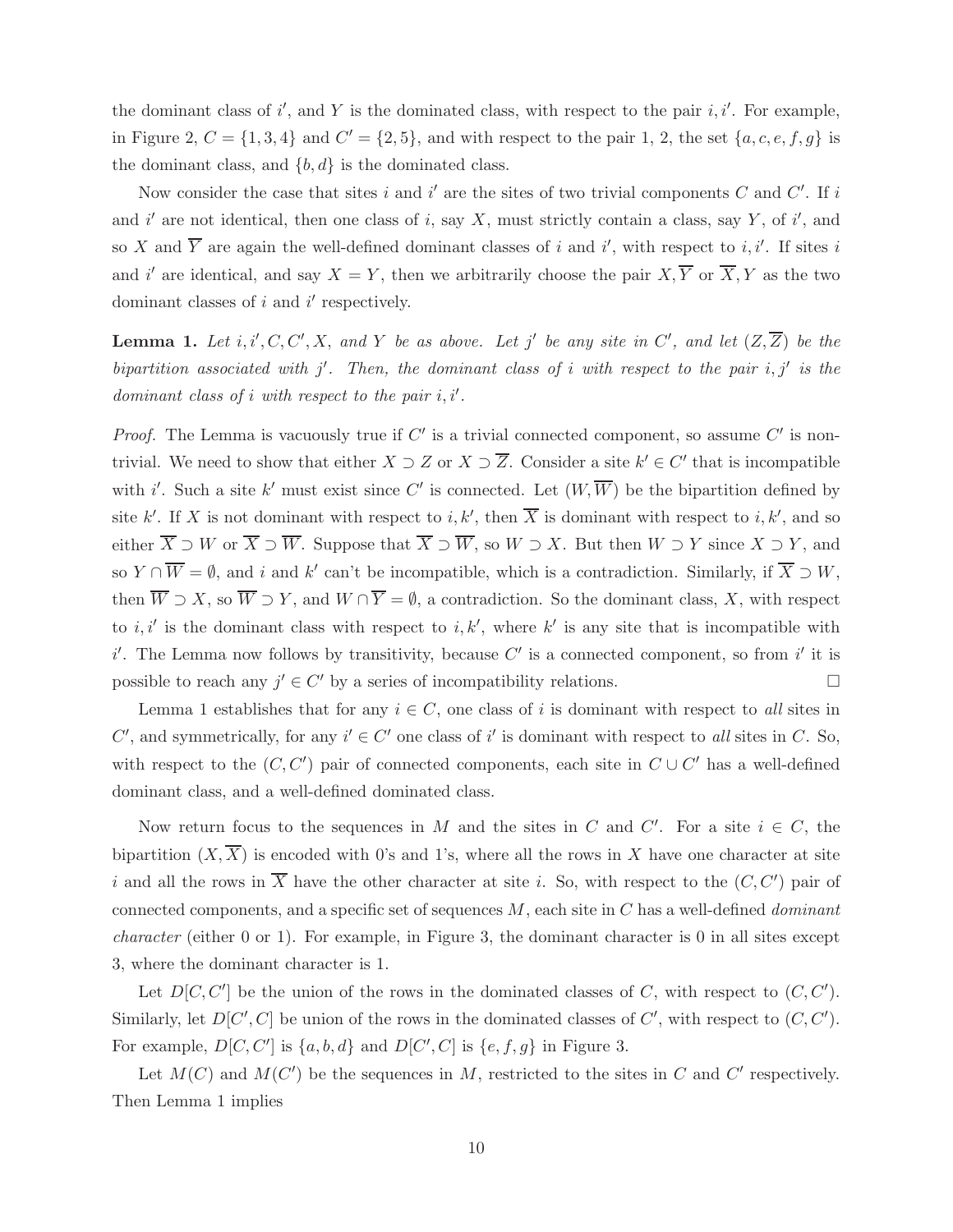the dominant class of $i'$, and $Y$ is the dominated class, with respect to the pair $i, i'$. For example, in Figure 2, $C = \{1, 3, 4\}$ and $C' = \{2, 5\}$, and with respect to the pair 1, 2, the set $\{a, c, e, f, g\}$ is the dominant class, and $\{b, d\}$ is the dominated class.

Now consider the case that sites $i$ and $i'$ are the sites of two trivial components $C$ and $C'$. If $i$ and $i'$ are not identical, then one class of $i$, say $X$, must strictly contain a class, say $Y$, of $i'$, and so $X$ and $\overline{Y}$ are again the well-defined dominant classes of $i$ and $i'$, with respect to $i, i'$. If sites $i$ and $i'$ are identical, and say $X = Y$, then we arbitrarily choose the pair $X, \overline{Y}$ or $\overline{X}, Y$ as the two dominant classes of $i$ and $i'$ respectively.

**Lemma 1.** *Let $i, i', C, C', X,$ and $Y$ be as above. Let $j'$ be any site in $C'$, and let $(Z, \overline{Z})$ be the bipartition associated with $j'$. Then, the dominant class of $i$ with respect to the pair $i, j'$ is the dominant class of $i$ with respect to the pair $i, i'$.*

*Proof.* The Lemma is vacuously true if $C'$ is a trivial connected component, so assume $C'$ is non-trivial. We need to show that either $X \supset Z$ or $X \supset \overline{Z}$. Consider a site $k' \in C'$ that is incompatible with $i'$. Such a site $k'$ must exist since $C'$ is connected. Let $(W, \overline{W})$ be the bipartition defined by site $k'$. If $X$ is not dominant with respect to $i, k'$, then $\overline{X}$ is dominant with respect to $i, k'$, and so either $\overline{X} \supset W$ or $\overline{X} \supset \overline{W}$. Suppose that $\overline{X} \supset \overline{W}$, so $W \supset X$. But then $W \supset Y$ since $X \supset Y$, and so $Y \cap \overline{W} = \emptyset$, and $i$ and $k'$ can't be incompatible, which is a contradiction. Similarly, if $\overline{X} \supset W$, then $\overline{W} \supset X$, so $\overline{W} \supset Y$, and $W \cap \overline{Y} = \emptyset$, a contradiction. So the dominant class, $X$, with respect to $i, i'$ is the dominant class with respect to $i, k'$, where $k'$ is any site that is incompatible with $i'$. The Lemma now follows by transitivity, because $C'$ is a connected component, so from $i'$ it is possible to reach any $j' \in C'$ by a series of incompatibility relations. $\square$

Lemma 1 establishes that for any $i \in C$, one class of $i$ is dominant with respect to *all* sites in $C'$, and symmetrically, for any $i' \in C'$ one class of $i'$ is dominant with respect to *all* sites in $C$. So, with respect to the $(C, C')$ pair of connected components, each site in $C \cup C'$ has a well-defined dominant class, and a well-defined dominated class.

Now return focus to the sequences in $M$ and the sites in $C$ and $C'$. For a site $i \in C$, the bipartition $(X, \overline{X})$ is encoded with 0's and 1's, where all the rows in $X$ have one character at site $i$ and all the rows in $\overline{X}$ have the other character at site $i$. So, with respect to the $(C, C')$ pair of connected components, and a specific set of sequences $M$, each site in $C$ has a well-defined *dominant character* (either 0 or 1). For example, in Figure 3, the dominant character is 0 in all sites except 3, where the dominant character is 1.

Let $D[C, C']$ be the union of the rows in the dominated classes of $C$, with respect to $(C, C')$. Similarly, let $D[C', C]$ be union of the rows in the dominated classes of $C'$, with respect to $(C, C')$. For example, $D[C, C']$ is $\{a, b, d\}$ and $D[C', C]$ is $\{e, f, g\}$ in Figure 3.

Let $M(C)$ and $M(C')$ be the sequences in $M$, restricted to the sites in $C$ and $C'$ respectively. Then Lemma 1 implies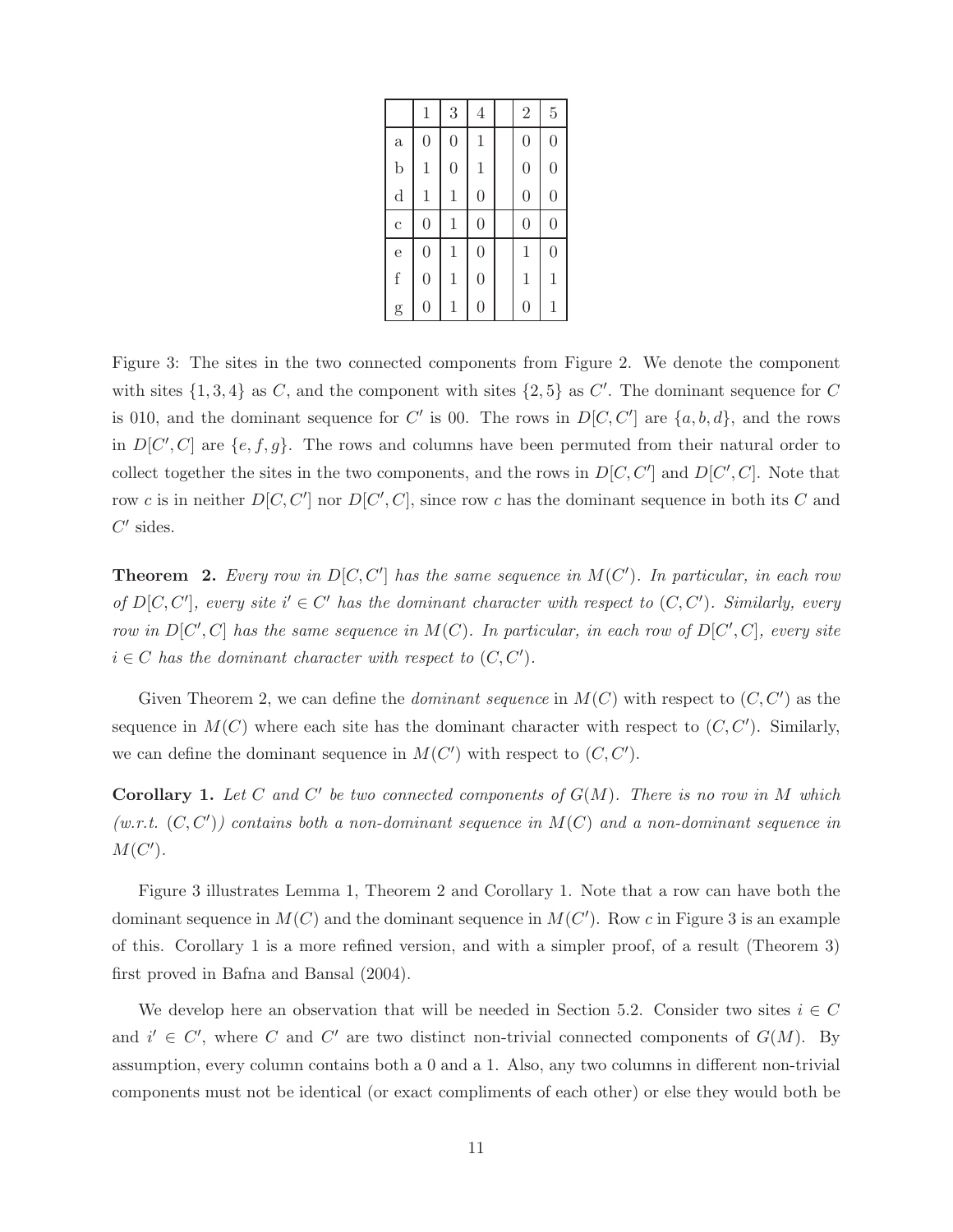| | 1 | 3 | 4 | | 2 | 5 |
|---|---|---|---|---|---|---|
| a | 0 | 0 | 1 | | 0 | 0 |
| b | 1 | 0 | 1 | | 0 | 0 |
| d | 1 | 1 | 0 | | 0 | 0 |
| c | 0 | 1 | 0 | | 0 | 0 |
| e | 0 | 1 | 0 | | 1 | 0 |
| f | 0 | 1 | 0 | | 1 | 1 |
| g | 0 | 1 | 0 | | 0 | 1 |

Figure 3: The sites in the two connected components from Figure 2. We denote the component with sites $\{1, 3, 4\}$ as $C$, and the component with sites $\{2, 5\}$ as $C'$. The dominant sequence for $C$ is 010, and the dominant sequence for $C'$ is 00. The rows in $D[C, C']$ are $\{a, b, d\}$, and the rows in $D[C', C]$ are $\{e, f, g\}$. The rows and columns have been permuted from their natural order to collect together the sites in the two components, and the rows in $D[C, C']$ and $D[C', C]$. Note that row $c$ is in neither $D[C, C']$ nor $D[C', C]$, since row $c$ has the dominant sequence in both its $C$ and $C'$ sides.

**Theorem 2.** *Every row in $D[C, C']$ has the same sequence in $M(C')$. In particular, in each row of $D[C, C']$, every site $i' \in C'$ has the dominant character with respect to $(C, C')$. Similarly, every row in $D[C', C]$ has the same sequence in $M(C)$. In particular, in each row of $D[C', C]$, every site $i \in C$ has the dominant character with respect to $(C, C')$.*

Given Theorem 2, we can define the *dominant sequence* in $M(C)$ with respect to $(C, C')$ as the sequence in $M(C)$ where each site has the dominant character with respect to $(C, C')$. Similarly, we can define the dominant sequence in $M(C')$ with respect to $(C, C')$.

**Corollary 1.** *Let $C$ and $C'$ be two connected components of $G(M)$. There is no row in $M$ which (w.r.t. $(C, C')$) contains both a non-dominant sequence in $M(C)$ and a non-dominant sequence in $M(C')$.*

Figure 3 illustrates Lemma 1, Theorem 2 and Corollary 1. Note that a row can have both the dominant sequence in $M(C)$ and the dominant sequence in $M(C')$. Row $c$ in Figure 3 is an example of this. Corollary 1 is a more refined version, and with a simpler proof, of a result (Theorem 3) first proved in Bafna and Bansal (2004).

We develop here an observation that will be needed in Section 5.2. Consider two sites $i \in C$ and $i' \in C'$, where $C$ and $C'$ are two distinct non-trivial connected components of $G(M)$. By assumption, every column contains both a 0 and a 1. Also, any two columns in different non-trivial components must not be identical (or exact compliments of each other) or else they would both be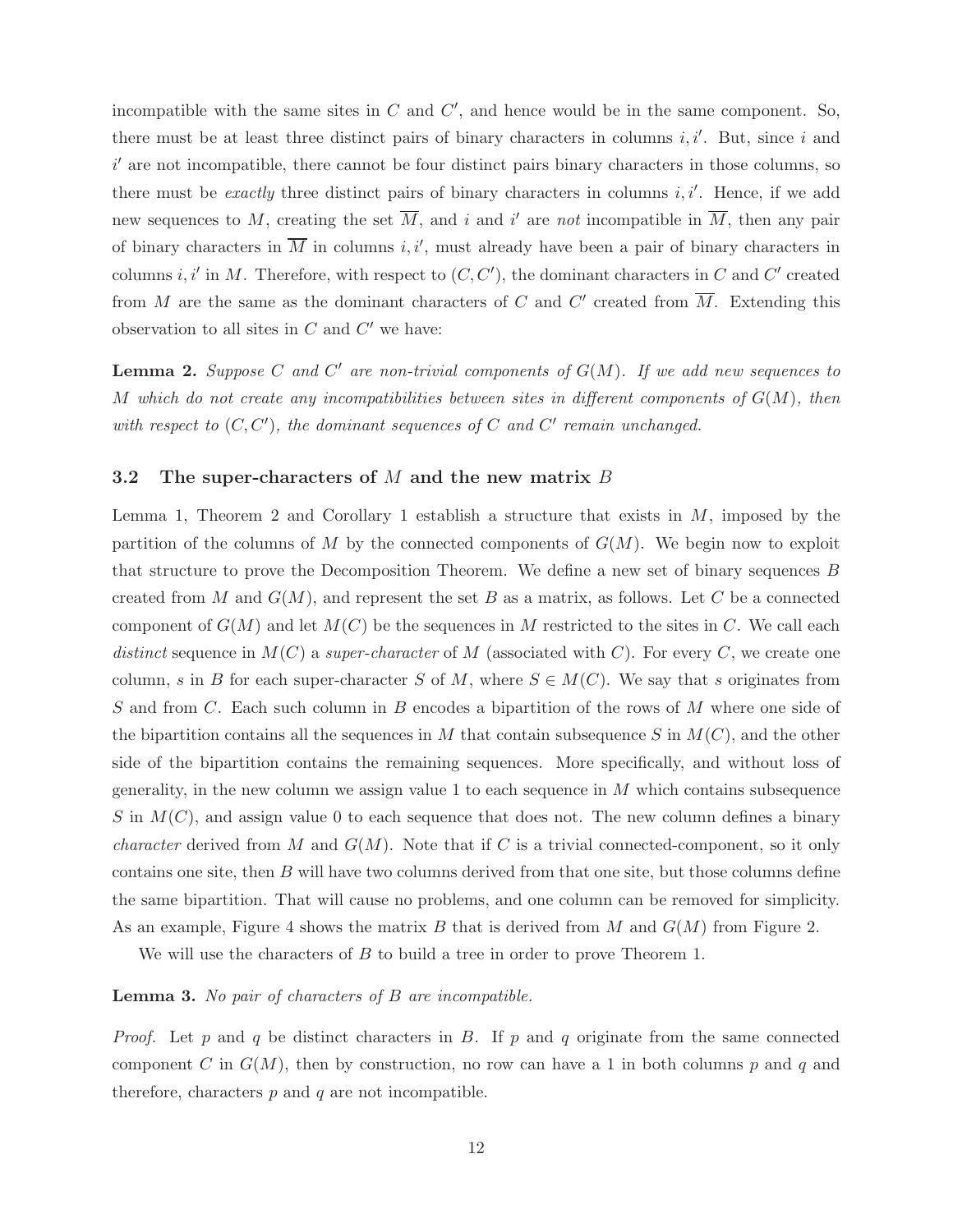incompatible with the same sites in $C$ and $C'$, and hence would be in the same component. So, there must be at least three distinct pairs of binary characters in columns $i, i'$. But, since $i$ and $i'$ are not incompatible, there cannot be four distinct pairs binary characters in those columns, so there must be *exactly* three distinct pairs of binary characters in columns $i, i'$. Hence, if we add new sequences to $M$, creating the set $\overline{M}$, and $i$ and $i'$ are *not* incompatible in $\overline{M}$, then any pair of binary characters in $\overline{M}$ in columns $i, i'$, must already have been a pair of binary characters in columns $i, i'$ in $M$. Therefore, with respect to $(C, C')$, the dominant characters in $C$ and $C'$ created from $M$ are the same as the dominant characters of $C$ and $C'$ created from $\overline{M}$. Extending this observation to all sites in $C$ and $C'$ we have:

**Lemma 2.** *Suppose $C$ and $C'$ are non-trivial components of $G(M)$. If we add new sequences to $M$ which do not create any incompatibilities between sites in different components of $G(M)$, then with respect to $(C, C')$, the dominant sequences of $C$ and $C'$ remain unchanged.*

### 3.2 The super-characters of $M$ and the new matrix $B$

Lemma 1, Theorem 2 and Corollary 1 establish a structure that exists in $M$, imposed by the partition of the columns of $M$ by the connected components of $G(M)$. We begin now to exploit that structure to prove the Decomposition Theorem. We define a new set of binary sequences $B$ created from $M$ and $G(M)$, and represent the set $B$ as a matrix, as follows. Let $C$ be a connected component of $G(M)$ and let $M(C)$ be the sequences in $M$ restricted to the sites in $C$. We call each *distinct* sequence in $M(C)$ a *super-character* of $M$ (associated with $C$). For every $C$, we create one column, $s$ in $B$ for each super-character $S$ of $M$, where $S \in M(C)$. We say that $s$ originates from $S$ and from $C$. Each such column in $B$ encodes a bipartition of the rows of $M$ where one side of the bipartition contains all the sequences in $M$ that contain subsequence $S$ in $M(C)$, and the other side of the bipartition contains the remaining sequences. More specifically, and without loss of generality, in the new column we assign value 1 to each sequence in $M$ which contains subsequence $S$ in $M(C)$, and assign value 0 to each sequence that does not. The new column defines a binary *character* derived from $M$ and $G(M)$. Note that if $C$ is a trivial connected-component, so it only contains one site, then $B$ will have two columns derived from that one site, but those columns define the same bipartition. That will cause no problems, and one column can be removed for simplicity. As an example, Figure 4 shows the matrix $B$ that is derived from $M$ and $G(M)$ from Figure 2.

We will use the characters of $B$ to build a tree in order to prove Theorem 1.

**Lemma 3.** *No pair of characters of $B$ are incompatible.*

*Proof.* Let $p$ and $q$ be distinct characters in $B$. If $p$ and $q$ originate from the same connected component $C$ in $G(M)$, then by construction, no row can have a 1 in both columns $p$ and $q$ and therefore, characters $p$ and $q$ are not incompatible.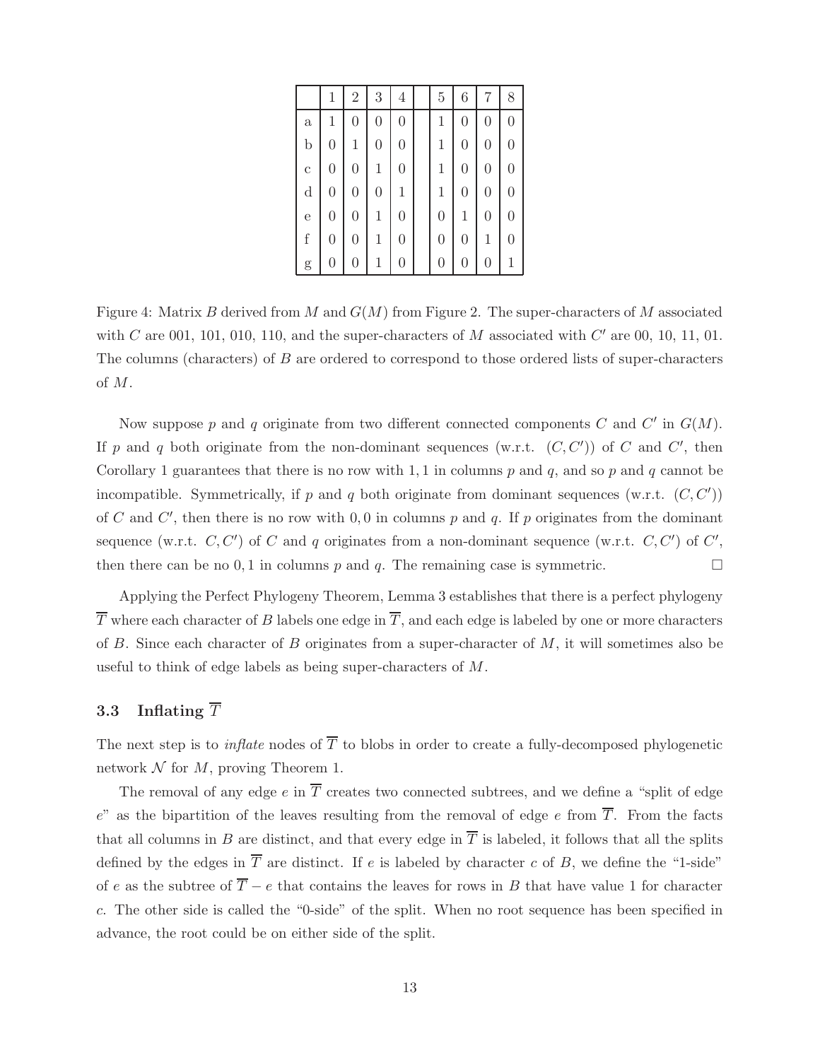| | 1 | 2 | 3 | 4 | | 5 | 6 | 7 | 8 |
|---|---|---|---|---|---|---|---|---|---|
| a | 1 | 0 | 0 | 0 | | 1 | 0 | 0 | 0 |
| b | 0 | 1 | 0 | 0 | | 1 | 0 | 0 | 0 |
| c | 0 | 0 | 1 | 0 | | 1 | 0 | 0 | 0 |
| d | 0 | 0 | 0 | 1 | | 1 | 0 | 0 | 0 |
| e | 0 | 0 | 1 | 0 | | 0 | 1 | 0 | 0 |
| f | 0 | 0 | 1 | 0 | | 0 | 0 | 1 | 0 |
| g | 0 | 0 | 1 | 0 | | 0 | 0 | 0 | 1 |

Figure 4: Matrix $B$ derived from $M$ and $G(M)$ from Figure 2. The super-characters of $M$ associated with $C$ are 001, 101, 010, 110, and the super-characters of $M$ associated with $C'$ are 00, 10, 11, 01. The columns (characters) of $B$ are ordered to correspond to those ordered lists of super-characters of $M$.

Now suppose $p$ and $q$ originate from two different connected components $C$ and $C'$ in $G(M)$. If $p$ and $q$ both originate from the non-dominant sequences (w.r.t. $(C, C')$) of $C$ and $C'$, then Corollary 1 guarantees that there is no row with $1, 1$ in columns $p$ and $q$, and so $p$ and $q$ cannot be incompatible. Symmetrically, if $p$ and $q$ both originate from dominant sequences (w.r.t. $(C, C')$) of $C$ and $C'$, then there is no row with $0, 0$ in columns $p$ and $q$. If $p$ originates from the dominant sequence (w.r.t. $C, C'$) of $C$ and $q$ originates from a non-dominant sequence (w.r.t. $C, C'$) of $C'$, then there can be no $0, 1$ in columns $p$ and $q$. The remaining case is symmetric. $\square$

Applying the Perfect Phylogeny Theorem, Lemma 3 establishes that there is a perfect phylogeny $\overline{T}$ where each character of $B$ labels one edge in $\overline{T}$, and each edge is labeled by one or more characters of $B$. Since each character of $B$ originates from a super-character of $M$, it will sometimes also be useful to think of edge labels as being super-characters of $M$.

### 3.3 Inflating $\overline{T}$

The next step is to *inflate* nodes of $\overline{T}$ to blobs in order to create a fully-decomposed phylogenetic network $\mathcal{N}$ for $M$, proving Theorem 1.

The removal of any edge $e$ in $\overline{T}$ creates two connected subtrees, and we define a "split of edge $e$" as the bipartition of the leaves resulting from the removal of edge $e$ from $\overline{T}$. From the facts that all columns in $B$ are distinct, and that every edge in $\overline{T}$ is labeled, it follows that all the splits defined by the edges in $\overline{T}$ are distinct. If $e$ is labeled by character $c$ of $B$, we define the "1-side" of $e$ as the subtree of $\overline{T} - e$ that contains the leaves for rows in $B$ that have value 1 for character $c$. The other side is called the "0-side" of the split. When no root sequence has been specified in advance, the root could be on either side of the split.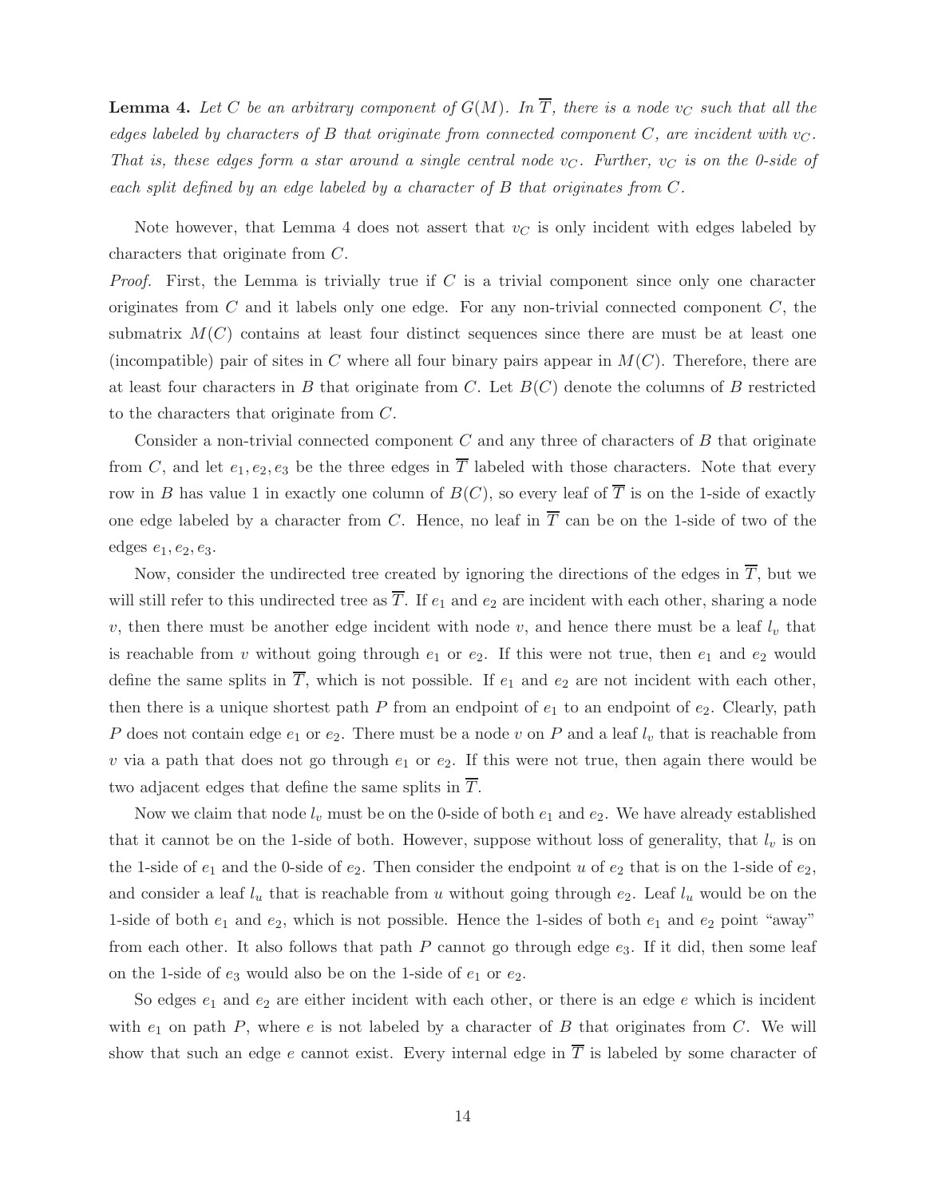**Lemma 4.** *Let $C$ be an arbitrary component of $G(M)$. In $\overline{T}$, there is a node $v_C$ such that all the edges labeled by characters of $B$ that originate from connected component $C$, are incident with $v_C$. That is, these edges form a star around a single central node $v_C$. Further, $v_C$ is on the 0-side of each split defined by an edge labeled by a character of $B$ that originates from $C$.*

Note however, that Lemma 4 does not assert that $v_C$ is only incident with edges labeled by characters that originate from $C$.

*Proof.* First, the Lemma is trivially true if $C$ is a trivial component since only one character originates from $C$ and it labels only one edge. For any non-trivial connected component $C$, the submatrix $M(C)$ contains at least four distinct sequences since there are must be at least one (incompatible) pair of sites in $C$ where all four binary pairs appear in $M(C)$. Therefore, there are at least four characters in $B$ that originate from $C$. Let $B(C)$ denote the columns of $B$ restricted to the characters that originate from $C$.

Consider a non-trivial connected component $C$ and any three of characters of $B$ that originate from $C$, and let $e_1, e_2, e_3$ be the three edges in $\overline{T}$ labeled with those characters. Note that every row in $B$ has value 1 in exactly one column of $B(C)$, so every leaf of $\overline{T}$ is on the 1-side of exactly one edge labeled by a character from $C$. Hence, no leaf in $\overline{T}$ can be on the 1-side of two of the edges $e_1, e_2, e_3$.

Now, consider the undirected tree created by ignoring the directions of the edges in $\overline{T}$, but we will still refer to this undirected tree as $\overline{T}$. If $e_1$ and $e_2$ are incident with each other, sharing a node $v$, then there must be another edge incident with node $v$, and hence there must be a leaf $l_v$ that is reachable from $v$ without going through $e_1$ or $e_2$. If this were not true, then $e_1$ and $e_2$ would define the same splits in $\overline{T}$, which is not possible. If $e_1$ and $e_2$ are not incident with each other, then there is a unique shortest path $P$ from an endpoint of $e_1$ to an endpoint of $e_2$. Clearly, path $P$ does not contain edge $e_1$ or $e_2$. There must be a node $v$ on $P$ and a leaf $l_v$ that is reachable from $v$ via a path that does not go through $e_1$ or $e_2$. If this were not true, then again there would be two adjacent edges that define the same splits in $\overline{T}$.

Now we claim that node $l_v$ must be on the 0-side of both $e_1$ and $e_2$. We have already established that it cannot be on the 1-side of both. However, suppose without loss of generality, that $l_v$ is on the 1-side of $e_1$ and the 0-side of $e_2$. Then consider the endpoint $u$ of $e_2$ that is on the 1-side of $e_2$, and consider a leaf $l_u$ that is reachable from $u$ without going through $e_2$. Leaf $l_u$ would be on the 1-side of both $e_1$ and $e_2$, which is not possible. Hence the 1-sides of both $e_1$ and $e_2$ point "away" from each other. It also follows that path $P$ cannot go through edge $e_3$. If it did, then some leaf on the 1-side of $e_3$ would also be on the 1-side of $e_1$ or $e_2$.

So edges $e_1$ and $e_2$ are either incident with each other, or there is an edge $e$ which is incident with $e_1$ on path $P$, where $e$ is not labeled by a character of $B$ that originates from $C$. We will show that such an edge $e$ cannot exist. Every internal edge in $\overline{T}$ is labeled by some character of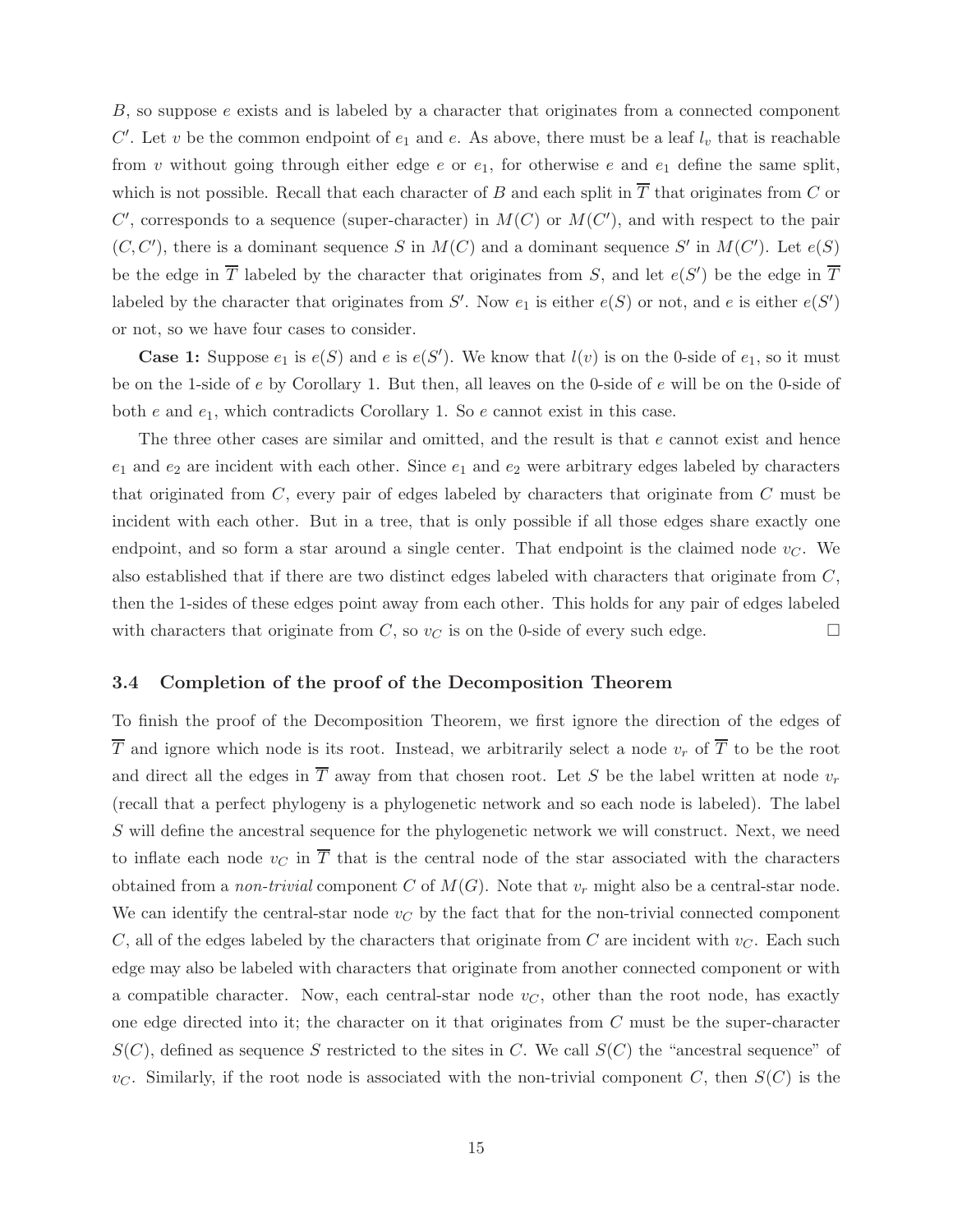$B$, so suppose $e$ exists and is labeled by a character that originates from a connected component $C'$. Let $v$ be the common endpoint of $e_1$ and $e$. As above, there must be a leaf $l_v$ that is reachable from $v$ without going through either edge $e$ or $e_1$, for otherwise $e$ and $e_1$ define the same split, which is not possible. Recall that each character of $B$ and each split in $\overline{T}$ that originates from $C$ or $C'$, corresponds to a sequence (super-character) in $M(C)$ or $M(C')$, and with respect to the pair $(C, C')$, there is a dominant sequence $S$ in $M(C)$ and a dominant sequence $S'$ in $M(C')$. Let $e(S)$ be the edge in $\overline{T}$ labeled by the character that originates from $S$, and let $e(S')$ be the edge in $\overline{T}$ labeled by the character that originates from $S'$. Now $e_1$ is either $e(S)$ or not, and $e$ is either $e(S')$ or not, so we have four cases to consider.

**Case 1:** Suppose $e_1$ is $e(S)$ and $e$ is $e(S')$. We know that $l(v)$ is on the 0-side of $e_1$, so it must be on the 1-side of $e$ by Corollary 1. But then, all leaves on the 0-side of $e$ will be on the 0-side of both $e$ and $e_1$, which contradicts Corollary 1. So $e$ cannot exist in this case.

The three other cases are similar and omitted, and the result is that $e$ cannot exist and hence $e_1$ and $e_2$ are incident with each other. Since $e_1$ and $e_2$ were arbitrary edges labeled by characters that originated from $C$, every pair of edges labeled by characters that originate from $C$ must be incident with each other. But in a tree, that is only possible if all those edges share exactly one endpoint, and so form a star around a single center. That endpoint is the claimed node $v_C$. We also established that if there are two distinct edges labeled with characters that originate from $C$, then the 1-sides of these edges point away from each other. This holds for any pair of edges labeled with characters that originate from $C$, so $v_C$ is on the 0-side of every such edge. □

### 3.4 Completion of the proof of the Decomposition Theorem

To finish the proof of the Decomposition Theorem, we first ignore the direction of the edges of $\overline{T}$ and ignore which node is its root. Instead, we arbitrarily select a node $v_r$ of $\overline{T}$ to be the root and direct all the edges in $\overline{T}$ away from that chosen root. Let $S$ be the label written at node $v_r$ (recall that a perfect phylogeny is a phylogenetic network and so each node is labeled). The label $S$ will define the ancestral sequence for the phylogenetic network we will construct. Next, we need to inflate each node $v_C$ in $\overline{T}$ that is the central node of the star associated with the characters obtained from a *non-trivial* component $C$ of $M(G)$. Note that $v_r$ might also be a central-star node. We can identify the central-star node $v_C$ by the fact that for the non-trivial connected component $C$, all of the edges labeled by the characters that originate from $C$ are incident with $v_C$. Each such edge may also be labeled with characters that originate from another connected component or with a compatible character. Now, each central-star node $v_C$, other than the root node, has exactly one edge directed into it; the character on it that originates from $C$ must be the super-character $S(C)$, defined as sequence $S$ restricted to the sites in $C$. We call $S(C)$ the "ancestral sequence" of $v_C$. Similarly, if the root node is associated with the non-trivial component $C$, then $S(C)$ is the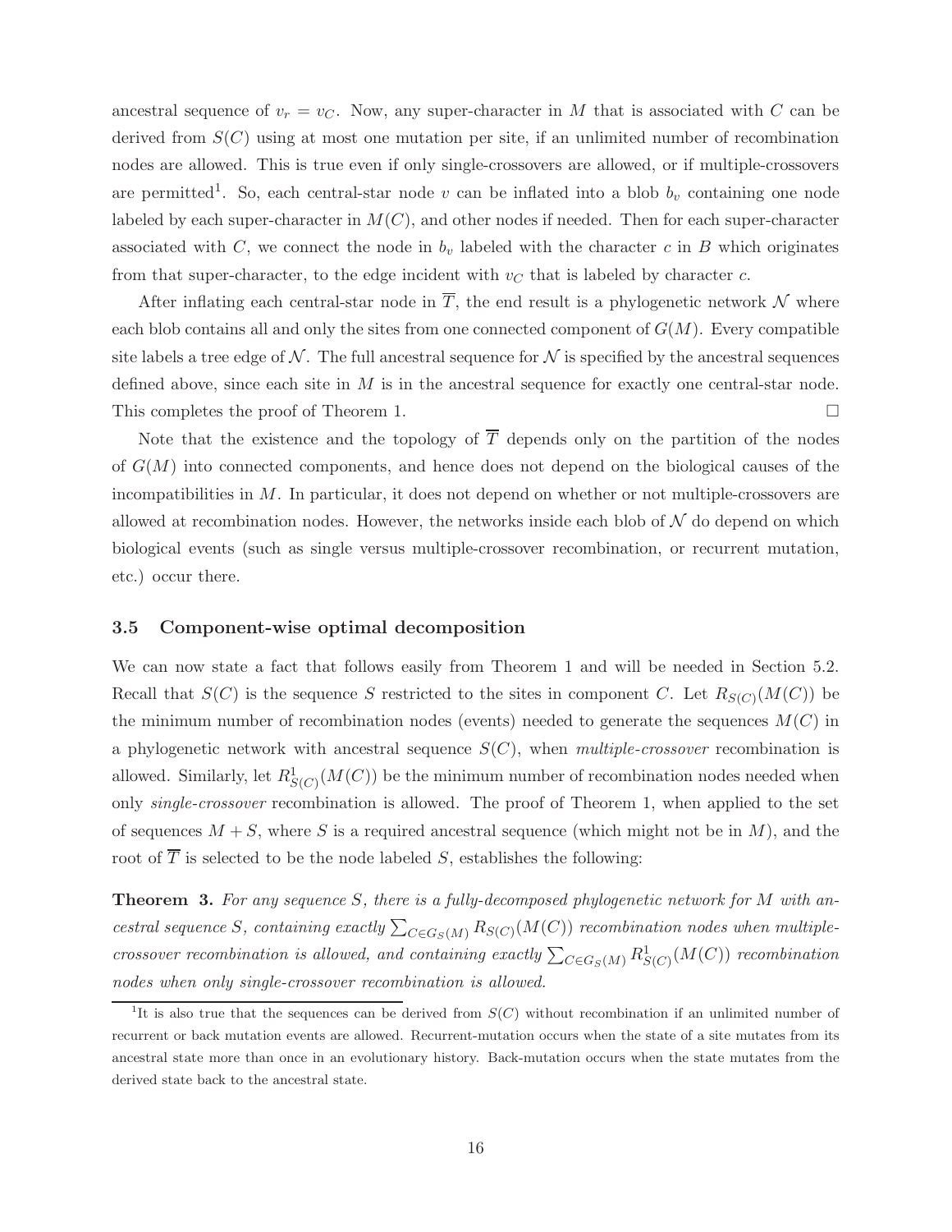ancestral sequence of $v_r = v_C$. Now, any super-character in $M$ that is associated with $C$ can be derived from $S(C)$ using at most one mutation per site, if an unlimited number of recombination nodes are allowed. This is true even if only single-crossovers are allowed, or if multiple-crossovers are permitted[1]. So, each central-star node $v$ can be inflated into a blob $b_v$ containing one node labeled by each super-character in $M(C)$, and other nodes if needed. Then for each super-character associated with $C$, we connect the node in $b_v$ labeled with the character $c$ in $B$ which originates from that super-character, to the edge incident with $v_C$ that is labeled by character $c$.

After inflating each central-star node in $\overline{T}$, the end result is a phylogenetic network $\mathcal{N}$ where each blob contains all and only the sites from one connected component of $G(M)$. Every compatible site labels a tree edge of $\mathcal{N}$. The full ancestral sequence for $\mathcal{N}$ is specified by the ancestral sequences defined above, since each site in $M$ is in the ancestral sequence for exactly one central-star node. This completes the proof of Theorem 1. □

Note that the existence and the topology of $\overline{T}$ depends only on the partition of the nodes of $G(M)$ into connected components, and hence does not depend on the biological causes of the incompatibilities in $M$. In particular, it does not depend on whether or not multiple-crossovers are allowed at recombination nodes. However, the networks inside each blob of $\mathcal{N}$ do depend on which biological events (such as single versus multiple-crossover recombination, or recurrent mutation, etc.) occur there.

### 3.5 Component-wise optimal decomposition

We can now state a fact that follows easily from Theorem 1 and will be needed in Section 5.2. Recall that $S(C)$ is the sequence $S$ restricted to the sites in component $C$. Let $R_{S(C)}(M(C))$ be the minimum number of recombination nodes (events) needed to generate the sequences $M(C)$ in a phylogenetic network with ancestral sequence $S(C)$, when *multiple-crossover* recombination is allowed. Similarly, let $R^1_{S(C)}(M(C))$ be the minimum number of recombination nodes needed when only *single-crossover* recombination is allowed. The proof of Theorem 1, when applied to the set of sequences $M + S$, where $S$ is a required ancestral sequence (which might not be in $M$), and the root of $\overline{T}$ is selected to be the node labeled $S$, establishes the following:

**Theorem 3.** *For any sequence $S$, there is a fully-decomposed phylogenetic network for $M$ with ancestral sequence $S$, containing exactly $\sum_{C \in G_S(M)} R_{S(C)}(M(C))$ recombination nodes when multiple-crossover recombination is allowed, and containing exactly $\sum_{C \in G_S(M)} R^1_{S(C)}(M(C))$ recombination nodes when only single-crossover recombination is allowed.*

[1] It is also true that the sequences can be derived from $S(C)$ without recombination if an unlimited number of recurrent or back mutation events are allowed. Recurrent-mutation occurs when the state of a site mutates from its ancestral state more than once in an evolutionary history. Back-mutation occurs when the state mutates from the derived state back to the ancestral state.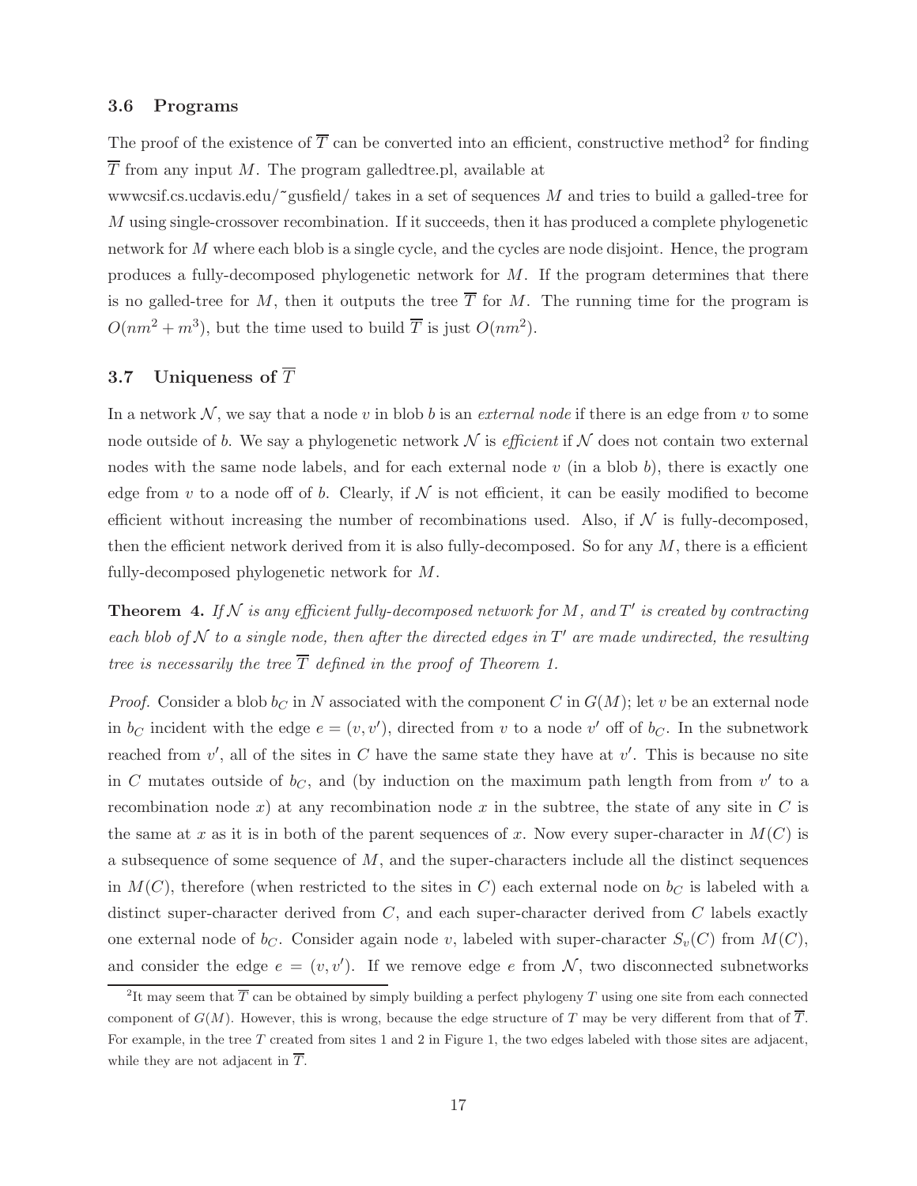### 3.6 Programs

The proof of the existence of $\overline{T}$ can be converted into an efficient, constructive method[2] for finding $\overline{T}$ from any input $M$. The program galledtree.pl, available at wwwcsif.cs.ucdavis.edu/~gusfield/ takes in a set of sequences $M$ and tries to build a galled-tree for $M$ using single-crossover recombination. If it succeeds, then it has produced a complete phylogenetic network for $M$ where each blob is a single cycle, and the cycles are node disjoint. Hence, the program produces a fully-decomposed phylogenetic network for $M$. If the program determines that there is no galled-tree for $M$, then it outputs the tree $\overline{T}$ for $M$. The running time for the program is $O(nm^2 + m^3)$, but the time used to build $\overline{T}$ is just $O(nm^2)$.

### 3.7 Uniqueness of $\overline{T}$

In a network $\mathcal{N}$, we say that a node $v$ in blob $b$ is an *external node* if there is an edge from $v$ to some node outside of $b$. We say a phylogenetic network $\mathcal{N}$ is *efficient* if $\mathcal{N}$ does not contain two external nodes with the same node labels, and for each external node $v$ (in a blob $b$), there is exactly one edge from $v$ to a node off of $b$. Clearly, if $\mathcal{N}$ is not efficient, it can be easily modified to become efficient without increasing the number of recombinations used. Also, if $\mathcal{N}$ is fully-decomposed, then the efficient network derived from it is also fully-decomposed. So for any $M$, there is a efficient fully-decomposed phylogenetic network for $M$.

**Theorem 4.** *If $\mathcal{N}$ is any efficient fully-decomposed network for $M$, and $T'$ is created by contracting each blob of $\mathcal{N}$ to a single node, then after the directed edges in $T'$ are made undirected, the resulting tree is necessarily the tree $\overline{T}$ defined in the proof of Theorem 1.*

*Proof.* Consider a blob $b_C$ in $N$ associated with the component $C$ in $G(M)$; let $v$ be an external node in $b_C$ incident with the edge $e = (v, v')$, directed from $v$ to a node $v'$ off of $b_C$. In the subnetwork reached from $v'$, all of the sites in $C$ have the same state they have at $v'$. This is because no site in $C$ mutates outside of $b_C$, and (by induction on the maximum path length from from $v'$ to a recombination node $x$) at any recombination node $x$ in the subtree, the state of any site in $C$ is the same at $x$ as it is in both of the parent sequences of $x$. Now every super-character in $M(C)$ is a subsequence of some sequence of $M$, and the super-characters include all the distinct sequences in $M(C)$, therefore (when restricted to the sites in $C$) each external node on $b_C$ is labeled with a distinct super-character derived from $C$, and each super-character derived from $C$ labels exactly one external node of $b_C$. Consider again node $v$, labeled with super-character $S_v(C)$ from $M(C)$, and consider the edge $e = (v, v')$. If we remove edge $e$ from $\mathcal{N}$, two disconnected subnetworks

[2] It may seem that $\overline{T}$ can be obtained by simply building a perfect phylogeny $T$ using one site from each connected component of $G(M)$. However, this is wrong, because the edge structure of $T$ may be very different from that of $\overline{T}$. For example, in the tree $T$ created from sites 1 and 2 in Figure 1, the two edges labeled with those sites are adjacent, while they are not adjacent in $\overline{T}$.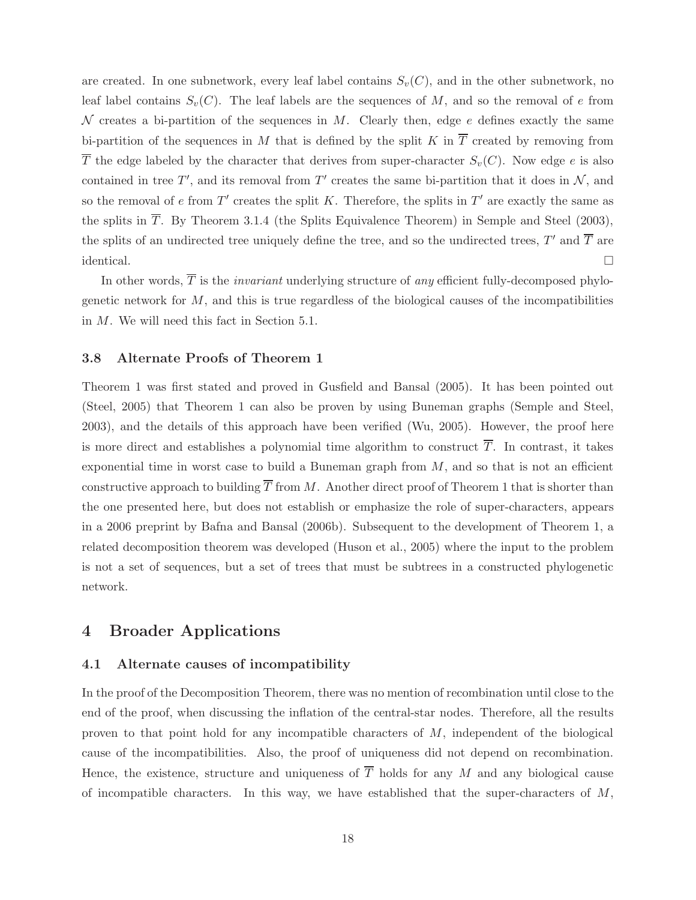are created. In one subnetwork, every leaf label contains $S_v(C)$, and in the other subnetwork, no leaf label contains $S_v(C)$. The leaf labels are the sequences of $M$, and so the removal of $e$ from $\mathcal{N}$ creates a bi-partition of the sequences in $M$. Clearly then, edge $e$ defines exactly the same bi-partition of the sequences in $M$ that is defined by the split $K$ in $\overline{T}$ created by removing from $\overline{T}$ the edge labeled by the character that derives from super-character $S_v(C)$. Now edge $e$ is also contained in tree $T'$, and its removal from $T'$ creates the same bi-partition that it does in $\mathcal{N}$, and so the removal of $e$ from $T'$ creates the split $K$. Therefore, the splits in $T'$ are exactly the same as the splits in $\overline{T}$. By Theorem 3.1.4 (the Splits Equivalence Theorem) in Semple and Steel (2003), the splits of an undirected tree uniquely define the tree, and so the undirected trees, $T'$ and $\overline{T}$ are identical. □

In other words, $\overline{T}$ is the *invariant* underlying structure of *any* efficient fully-decomposed phylogenetic network for $M$, and this is true regardless of the biological causes of the incompatibilities in $M$. We will need this fact in Section 5.1.

### 3.8 Alternate Proofs of Theorem 1

Theorem 1 was first stated and proved in Gusfield and Bansal (2005). It has been pointed out (Steel, 2005) that Theorem 1 can also be proven by using Buneman graphs (Semple and Steel, 2003), and the details of this approach have been verified (Wu, 2005). However, the proof here is more direct and establishes a polynomial time algorithm to construct $\overline{T}$. In contrast, it takes exponential time in worst case to build a Buneman graph from $M$, and so that is not an efficient constructive approach to building $\overline{T}$ from $M$. Another direct proof of Theorem 1 that is shorter than the one presented here, but does not establish or emphasize the role of super-characters, appears in a 2006 preprint by Bafna and Bansal (2006b). Subsequent to the development of Theorem 1, a related decomposition theorem was developed (Huson et al., 2005) where the input to the problem is not a set of sequences, but a set of trees that must be subtrees in a constructed phylogenetic network.

## 4 Broader Applications

### 4.1 Alternate causes of incompatibility

In the proof of the Decomposition Theorem, there was no mention of recombination until close to the end of the proof, when discussing the inflation of the central-star nodes. Therefore, all the results proven to that point hold for any incompatible characters of $M$, independent of the biological cause of the incompatibilities. Also, the proof of uniqueness did not depend on recombination. Hence, the existence, structure and uniqueness of $\overline{T}$ holds for any $M$ and any biological cause of incompatible characters. In this way, we have established that the super-characters of $M$,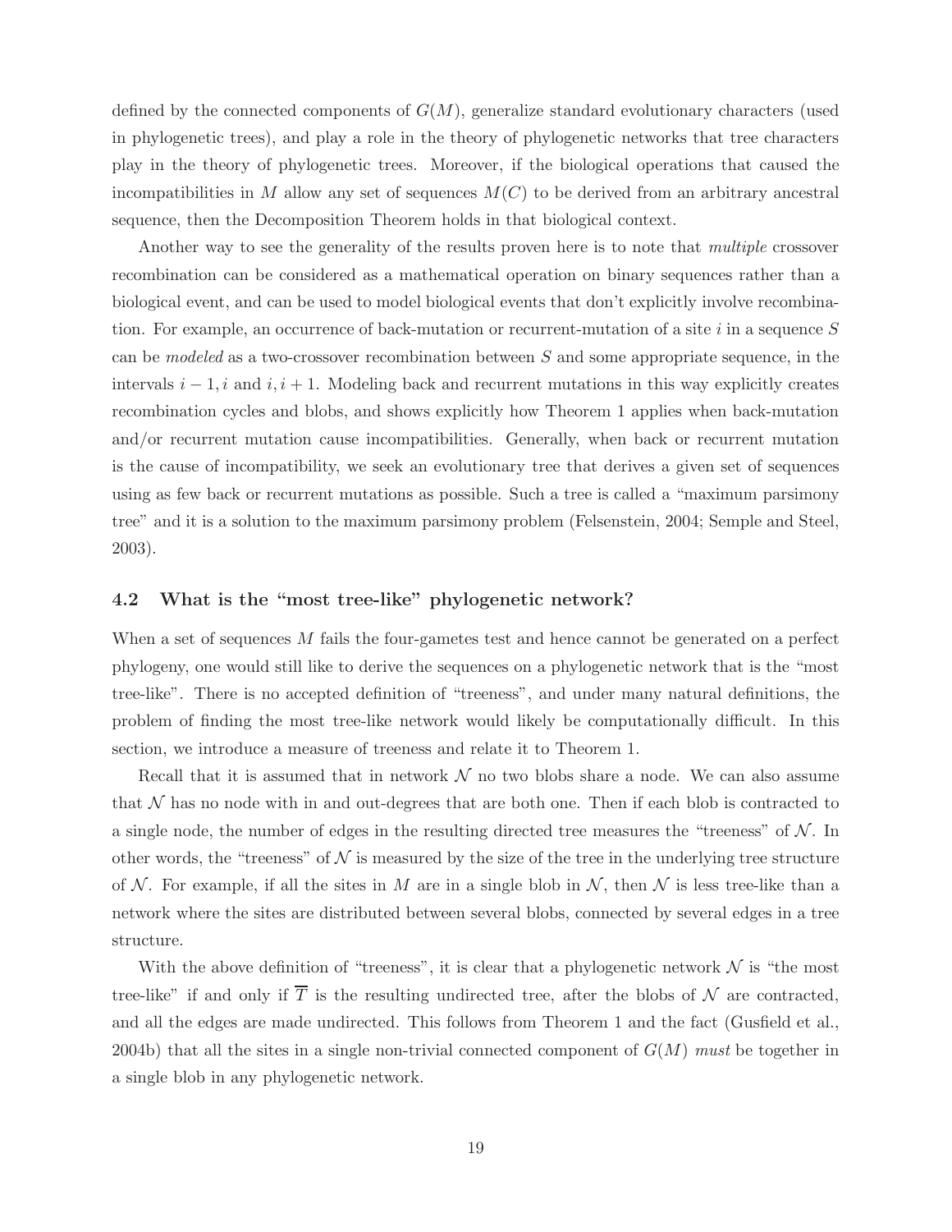defined by the connected components of $G(M)$, generalize standard evolutionary characters (used in phylogenetic trees), and play a role in the theory of phylogenetic networks that tree characters play in the theory of phylogenetic trees. Moreover, if the biological operations that caused the incompatibilities in $M$ allow any set of sequences $M(C)$ to be derived from an arbitrary ancestral sequence, then the Decomposition Theorem holds in that biological context.

Another way to see the generality of the results proven here is to note that *multiple* crossover recombination can be considered as a mathematical operation on binary sequences rather than a biological event, and can be used to model biological events that don't explicitly involve recombination. For example, an occurrence of back-mutation or recurrent-mutation of a site $i$ in a sequence $S$ can be *modeled* as a two-crossover recombination between $S$ and some appropriate sequence, in the intervals $i-1, i$ and $i, i+1$. Modeling back and recurrent mutations in this way explicitly creates recombination cycles and blobs, and shows explicitly how Theorem 1 applies when back-mutation and/or recurrent mutation cause incompatibilities. Generally, when back or recurrent mutation is the cause of incompatibility, we seek an evolutionary tree that derives a given set of sequences using as few back or recurrent mutations as possible. Such a tree is called a "maximum parsimony tree" and it is a solution to the maximum parsimony problem (Felsenstein, 2004; Semple and Steel, 2003).

## 4.2 What is the "most tree-like" phylogenetic network?

When a set of sequences $M$ fails the four-gametes test and hence cannot be generated on a perfect phylogeny, one would still like to derive the sequences on a phylogenetic network that is the "most tree-like". There is no accepted definition of "treeness", and under many natural definitions, the problem of finding the most tree-like network would likely be computationally difficult. In this section, we introduce a measure of treeness and relate it to Theorem 1.

Recall that it is assumed that in network $\mathcal{N}$ no two blobs share a node. We can also assume that $\mathcal{N}$ has no node with in and out-degrees that are both one. Then if each blob is contracted to a single node, the number of edges in the resulting directed tree measures the "treeness" of $\mathcal{N}$. In other words, the "treeness" of $\mathcal{N}$ is measured by the size of the tree in the underlying tree structure of $\mathcal{N}$. For example, if all the sites in $M$ are in a single blob in $\mathcal{N}$, then $\mathcal{N}$ is less tree-like than a network where the sites are distributed between several blobs, connected by several edges in a tree structure.

With the above definition of "treeness", it is clear that a phylogenetic network $\mathcal{N}$ is "the most tree-like" if and only if $\overline{T}$ is the resulting undirected tree, after the blobs of $\mathcal{N}$ are contracted, and all the edges are made undirected. This follows from Theorem 1 and the fact (Gusfield et al., 2004b) that all the sites in a single non-trivial connected component of $G(M)$ *must* be together in a single blob in any phylogenetic network.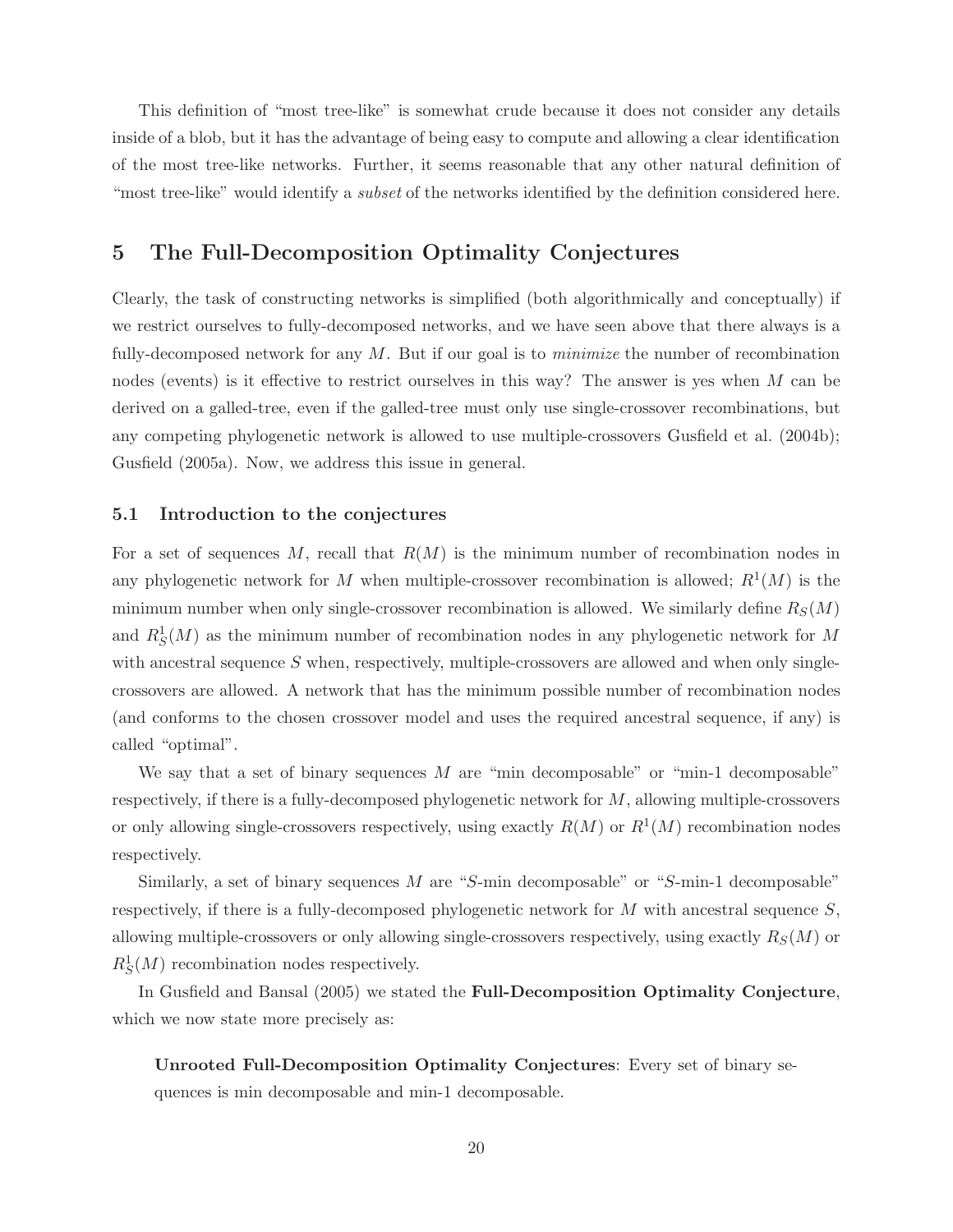This definition of "most tree-like" is somewhat crude because it does not consider any details inside of a blob, but it has the advantage of being easy to compute and allowing a clear identification of the most tree-like networks. Further, it seems reasonable that any other natural definition of "most tree-like" would identify a *subset* of the networks identified by the definition considered here.

# 5 The Full-Decomposition Optimality Conjectures

Clearly, the task of constructing networks is simplified (both algorithmically and conceptually) if we restrict ourselves to fully-decomposed networks, and we have seen above that there always is a fully-decomposed network for any $M$. But if our goal is to *minimize* the number of recombination nodes (events) is it effective to restrict ourselves in this way? The answer is yes when $M$ can be derived on a galled-tree, even if the galled-tree must only use single-crossover recombinations, but any competing phylogenetic network is allowed to use multiple-crossovers Gusfield et al. (2004b); Gusfield (2005a). Now, we address this issue in general.

## 5.1 Introduction to the conjectures

For a set of sequences $M$, recall that $R(M)$ is the minimum number of recombination nodes in any phylogenetic network for $M$ when multiple-crossover recombination is allowed; $R^1(M)$ is the minimum number when only single-crossover recombination is allowed. We similarly define $R_S(M)$ and $R^1_S(M)$ as the minimum number of recombination nodes in any phylogenetic network for $M$ with ancestral sequence $S$ when, respectively, multiple-crossovers are allowed and when only single-crossovers are allowed. A network that has the minimum possible number of recombination nodes (and conforms to the chosen crossover model and uses the required ancestral sequence, if any) is called "optimal".

We say that a set of binary sequences $M$ are "min decomposable" or "min-1 decomposable" respectively, if there is a fully-decomposed phylogenetic network for $M$, allowing multiple-crossovers or only allowing single-crossovers respectively, using exactly $R(M)$ or $R^1(M)$ recombination nodes respectively.

Similarly, a set of binary sequences $M$ are "$S$-min decomposable" or "$S$-min-1 decomposable" respectively, if there is a fully-decomposed phylogenetic network for $M$ with ancestral sequence $S$, allowing multiple-crossovers or only allowing single-crossovers respectively, using exactly $R_S(M)$ or $R^1_S(M)$ recombination nodes respectively.

In Gusfield and Bansal (2005) we stated the **Full-Decomposition Optimality Conjecture**, which we now state more precisely as:

> **Unrooted Full-Decomposition Optimality Conjectures**: Every set of binary sequences is min decomposable and min-1 decomposable.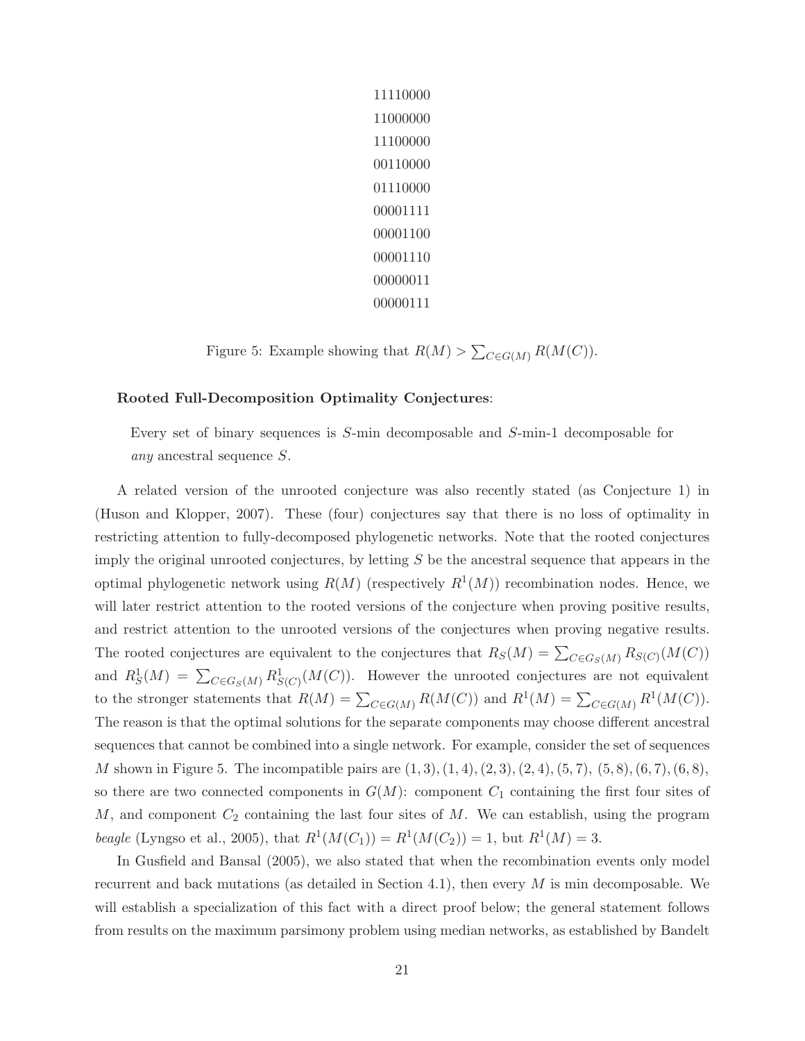```
11110000
11000000
11100000
00110000
01110000
00001111
00001100
00001110
00000011
00000111
```

Figure 5: Example showing that $R(M) > \sum_{C \in G(M)} R(M(C))$.

**Rooted Full-Decomposition Optimality Conjectures**:

> Every set of binary sequences is $S$-min decomposable and $S$-min-1 decomposable for *any* ancestral sequence $S$.

A related version of the unrooted conjecture was also recently stated (as Conjecture 1) in (Huson and Klopper, 2007). These (four) conjectures say that there is no loss of optimality in restricting attention to fully-decomposed phylogenetic networks. Note that the rooted conjectures imply the original unrooted conjectures, by letting $S$ be the ancestral sequence that appears in the optimal phylogenetic network using $R(M)$ (respectively $R^1(M)$) recombination nodes. Hence, we will later restrict attention to the rooted versions of the conjecture when proving positive results, and restrict attention to the unrooted versions of the conjectures when proving negative results. The rooted conjectures are equivalent to the conjectures that $R_S(M) = \sum_{C \in G_S(M)} R_{S(C)}(M(C))$ and $R^1_S(M) = \sum_{C \in G_S(M)} R^1_{S(C)}(M(C))$. However the unrooted conjectures are not equivalent to the stronger statements that $R(M) = \sum_{C \in G(M)} R(M(C))$ and $R^1(M) = \sum_{C \in G(M)} R^1(M(C))$. The reason is that the optimal solutions for the separate components may choose different ancestral sequences that cannot be combined into a single network. For example, consider the set of sequences $M$ shown in Figure 5. The incompatible pairs are $(1,3), (1,4), (2,3), (2,4), (5,7), (5,8), (6,7), (6,8)$, so there are two connected components in $G(M)$: component $C_1$ containing the first four sites of $M$, and component $C_2$ containing the last four sites of $M$. We can establish, using the program *beagle* (Lyngso et al., 2005), that $R^1(M(C_1)) = R^1(M(C_2)) = 1$, but $R^1(M) = 3$.

In Gusfield and Bansal (2005), we also stated that when the recombination events only model recurrent and back mutations (as detailed in Section 4.1), then every $M$ is min decomposable. We will establish a specialization of this fact with a direct proof below; the general statement follows from results on the maximum parsimony problem using median networks, as established by Bandelt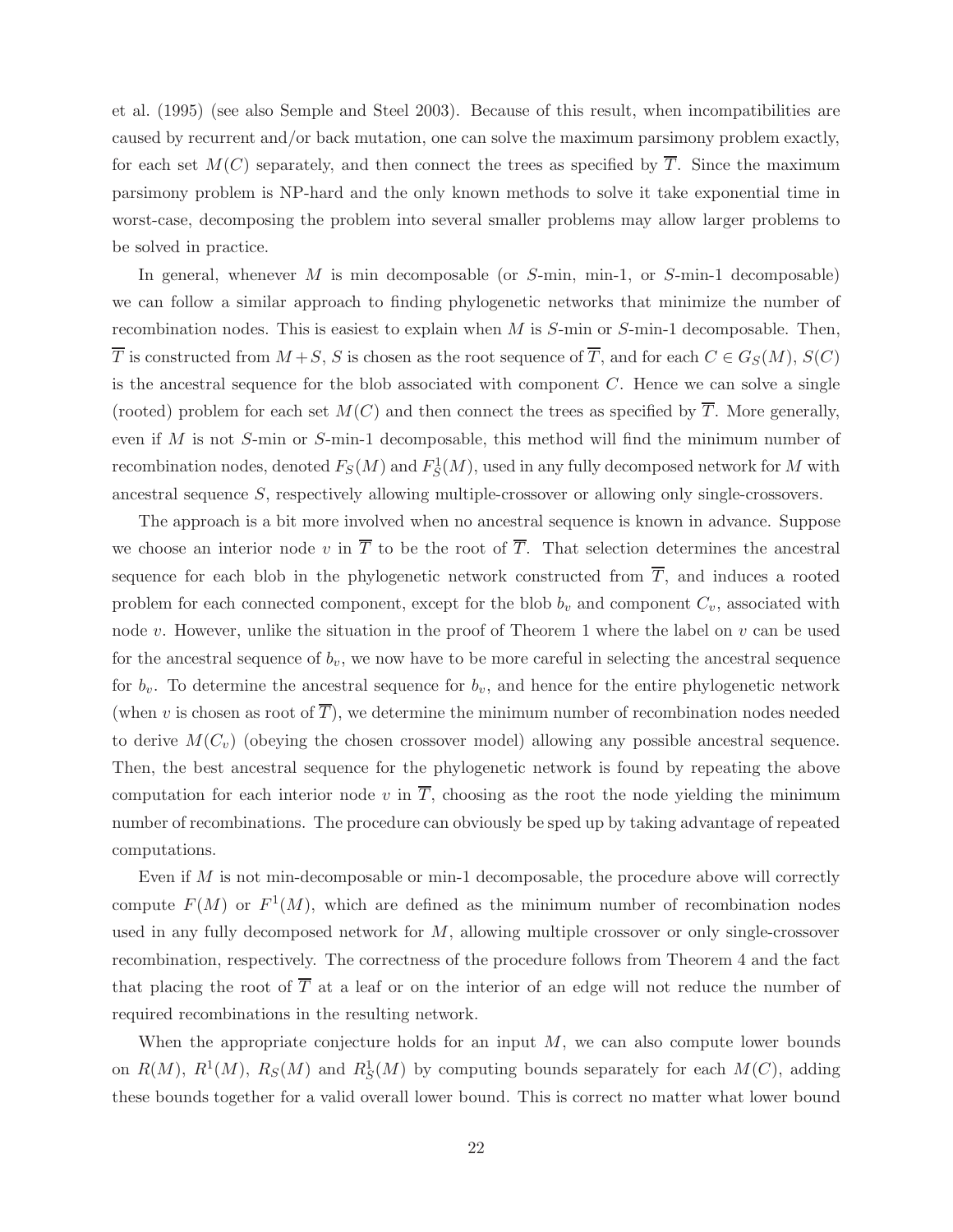et al. (1995) (see also Semple and Steel 2003). Because of this result, when incompatibilities are caused by recurrent and/or back mutation, one can solve the maximum parsimony problem exactly, for each set $M(C)$ separately, and then connect the trees as specified by $\overline{T}$. Since the maximum parsimony problem is NP-hard and the only known methods to solve it take exponential time in worst-case, decomposing the problem into several smaller problems may allow larger problems to be solved in practice.

In general, whenever $M$ is min decomposable (or $S$-min, min-1, or $S$-min-1 decomposable) we can follow a similar approach to finding phylogenetic networks that minimize the number of recombination nodes. This is easiest to explain when $M$ is $S$-min or $S$-min-1 decomposable. Then, $\overline{T}$ is constructed from $M+S$, $S$ is chosen as the root sequence of $\overline{T}$, and for each $C \in G_S(M)$, $S(C)$ is the ancestral sequence for the blob associated with component $C$. Hence we can solve a single (rooted) problem for each set $M(C)$ and then connect the trees as specified by $\overline{T}$. More generally, even if $M$ is not $S$-min or $S$-min-1 decomposable, this method will find the minimum number of recombination nodes, denoted $F_S(M)$ and $F^1_S(M)$, used in any fully decomposed network for $M$ with ancestral sequence $S$, respectively allowing multiple-crossover or allowing only single-crossovers.

The approach is a bit more involved when no ancestral sequence is known in advance. Suppose we choose an interior node $v$ in $\overline{T}$ to be the root of $\overline{T}$. That selection determines the ancestral sequence for each blob in the phylogenetic network constructed from $\overline{T}$, and induces a rooted problem for each connected component, except for the blob $b_v$ and component $C_v$, associated with node $v$. However, unlike the situation in the proof of Theorem 1 where the label on $v$ can be used for the ancestral sequence of $b_v$, we now have to be more careful in selecting the ancestral sequence for $b_v$. To determine the ancestral sequence for $b_v$, and hence for the entire phylogenetic network (when $v$ is chosen as root of $\overline{T}$), we determine the minimum number of recombination nodes needed to derive $M(C_v)$ (obeying the chosen crossover model) allowing any possible ancestral sequence. Then, the best ancestral sequence for the phylogenetic network is found by repeating the above computation for each interior node $v$ in $\overline{T}$, choosing as the root the node yielding the minimum number of recombinations. The procedure can obviously be sped up by taking advantage of repeated computations.

Even if $M$ is not min-decomposable or min-1 decomposable, the procedure above will correctly compute $F(M)$ or $F^1(M)$, which are defined as the minimum number of recombination nodes used in any fully decomposed network for $M$, allowing multiple crossover or only single-crossover recombination, respectively. The correctness of the procedure follows from Theorem 4 and the fact that placing the root of $\overline{T}$ at a leaf or on the interior of an edge will not reduce the number of required recombinations in the resulting network.

When the appropriate conjecture holds for an input $M$, we can also compute lower bounds on $R(M)$, $R^1(M)$, $R_S(M)$ and $R^1_S(M)$ by computing bounds separately for each $M(C)$, adding these bounds together for a valid overall lower bound. This is correct no matter what lower bound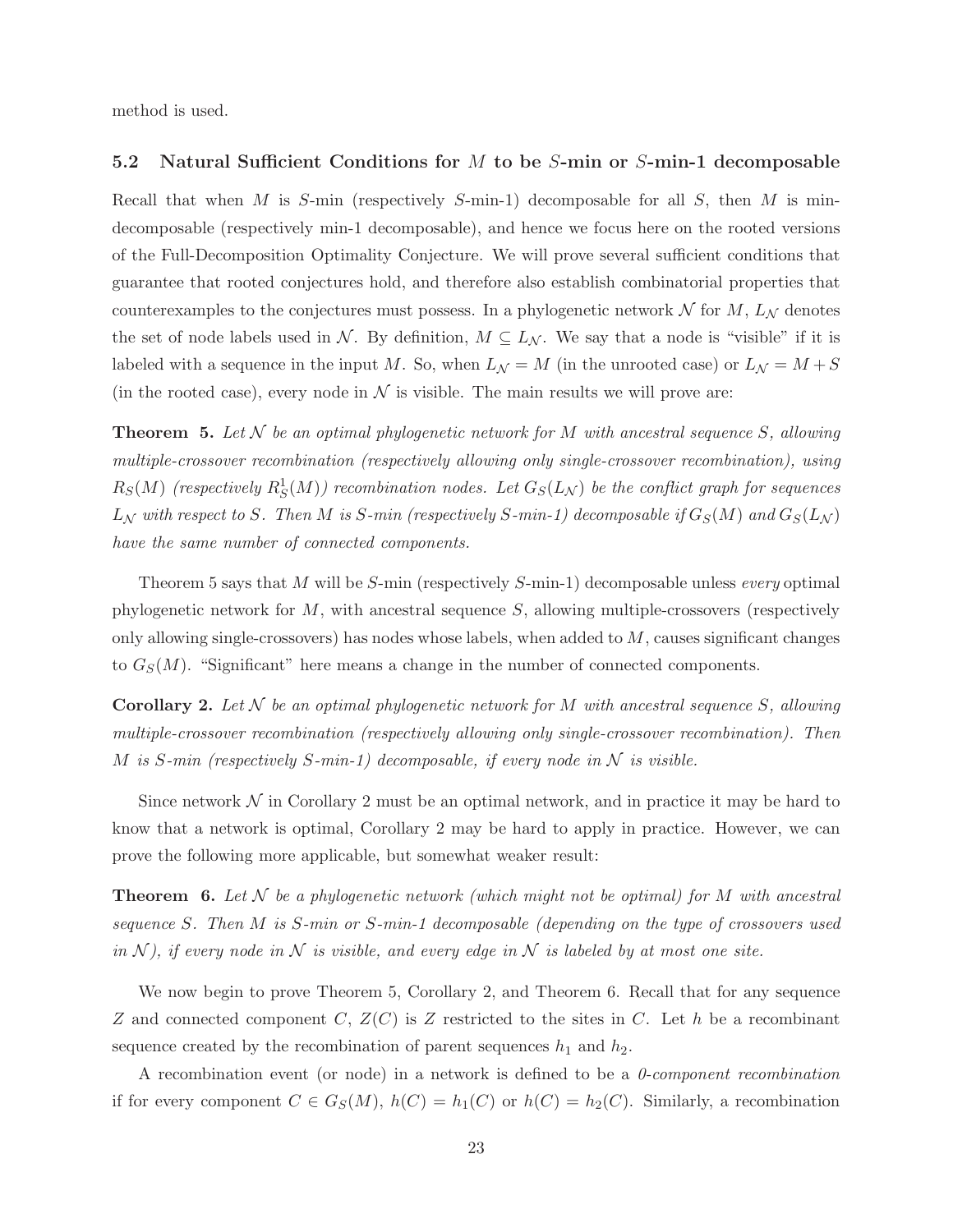method is used.

### 5.2 Natural Sufficient Conditions for $M$ to be $S$-min or $S$-min-1 decomposable

Recall that when $M$ is $S$-min (respectively $S$-min-1) decomposable for all $S$, then $M$ is min-decomposable (respectively min-1 decomposable), and hence we focus here on the rooted versions of the Full-Decomposition Optimality Conjecture. We will prove several sufficient conditions that guarantee that rooted conjectures hold, and therefore also establish combinatorial properties that counterexamples to the conjectures must possess. In a phylogenetic network $\mathcal{N}$ for $M$, $L_{\mathcal{N}}$ denotes the set of node labels used in $\mathcal{N}$. By definition, $M \subseteq L_{\mathcal{N}}$. We say that a node is "visible" if it is labeled with a sequence in the input $M$. So, when $L_{\mathcal{N}} = M$ (in the unrooted case) or $L_{\mathcal{N}} = M + S$ (in the rooted case), every node in $\mathcal{N}$ is visible. The main results we will prove are:

**Theorem 5.** *Let $\mathcal{N}$ be an optimal phylogenetic network for $M$ with ancestral sequence $S$, allowing multiple-crossover recombination (respectively allowing only single-crossover recombination), using $R_S(M)$ (respectively $R^1_S(M)$) recombination nodes. Let $G_S(L_{\mathcal{N}})$ be the conflict graph for sequences $L_{\mathcal{N}}$ with respect to $S$. Then $M$ is $S$-min (respectively $S$-min-1) decomposable if $G_S(M)$ and $G_S(L_{\mathcal{N}})$ have the same number of connected components.*

Theorem 5 says that $M$ will be $S$-min (respectively $S$-min-1) decomposable unless *every* optimal phylogenetic network for $M$, with ancestral sequence $S$, allowing multiple-crossovers (respectively only allowing single-crossovers) has nodes whose labels, when added to $M$, causes significant changes to $G_S(M)$. "Significant" here means a change in the number of connected components.

**Corollary 2.** *Let $\mathcal{N}$ be an optimal phylogenetic network for $M$ with ancestral sequence $S$, allowing multiple-crossover recombination (respectively allowing only single-crossover recombination). Then $M$ is $S$-min (respectively $S$-min-1) decomposable, if every node in $\mathcal{N}$ is visible.*

Since network $\mathcal{N}$ in Corollary 2 must be an optimal network, and in practice it may be hard to know that a network is optimal, Corollary 2 may be hard to apply in practice. However, we can prove the following more applicable, but somewhat weaker result:

**Theorem 6.** *Let $\mathcal{N}$ be a phylogenetic network (which might not be optimal) for $M$ with ancestral sequence $S$. Then $M$ is $S$-min or $S$-min-1 decomposable (depending on the type of crossovers used in $\mathcal{N}$), if every node in $\mathcal{N}$ is visible, and every edge in $\mathcal{N}$ is labeled by at most one site.*

We now begin to prove Theorem 5, Corollary 2, and Theorem 6. Recall that for any sequence $Z$ and connected component $C$, $Z(C)$ is $Z$ restricted to the sites in $C$. Let $h$ be a recombinant sequence created by the recombination of parent sequences $h_1$ and $h_2$.

A recombination event (or node) in a network is defined to be a *0-component recombination* if for every component $C \in G_S(M)$, $h(C) = h_1(C)$ or $h(C) = h_2(C)$. Similarly, a recombination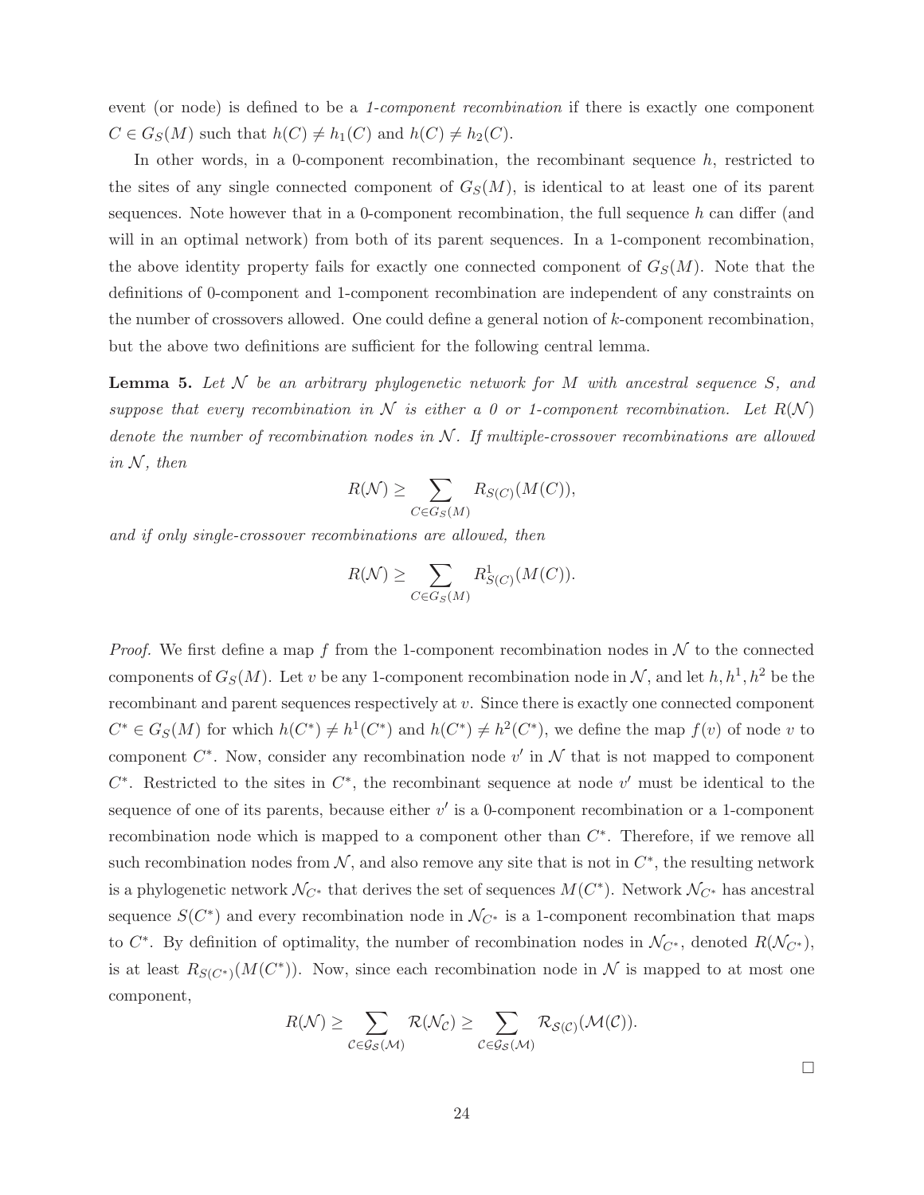event (or node) is defined to be a *1-component recombination* if there is exactly one component $C \in G_S(M)$ such that $h(C) \neq h_1(C)$ and $h(C) \neq h_2(C)$.

In other words, in a 0-component recombination, the recombinant sequence $h$, restricted to the sites of any single connected component of $G_S(M)$, is identical to at least one of its parent sequences. Note however that in a 0-component recombination, the full sequence $h$ can differ (and will in an optimal network) from both of its parent sequences. In a 1-component recombination, the above identity property fails for exactly one connected component of $G_S(M)$. Note that the definitions of 0-component and 1-component recombination are independent of any constraints on the number of crossovers allowed. One could define a general notion of $k$-component recombination, but the above two definitions are sufficient for the following central lemma.

**Lemma 5.** *Let $\mathcal{N}$ be an arbitrary phylogenetic network for $M$ with ancestral sequence $S$, and suppose that every recombination in $\mathcal{N}$ is either a 0 or 1-component recombination. Let $R(\mathcal{N})$ denote the number of recombination nodes in $\mathcal{N}$. If multiple-crossover recombinations are allowed in $\mathcal{N}$, then*

$$R(\mathcal{N}) \geq \sum_{C \in G_S(M)} R_{S(C)}(M(C)),$$

*and if only single-crossover recombinations are allowed, then*

$$R(\mathcal{N}) \geq \sum_{C \in G_S(M)} R^1_{S(C)}(M(C)).$$

*Proof.* We first define a map $f$ from the 1-component recombination nodes in $\mathcal{N}$ to the connected components of $G_S(M)$. Let $v$ be any 1-component recombination node in $\mathcal{N}$, and let $h, h^1, h^2$ be the recombinant and parent sequences respectively at $v$. Since there is exactly one connected component $C^* \in G_S(M)$ for which $h(C^*) \neq h^1(C^*)$ and $h(C^*) \neq h^2(C^*)$, we define the map $f(v)$ of node $v$ to component $C^*$. Now, consider any recombination node $v'$ in $\mathcal{N}$ that is not mapped to component $C^*$. Restricted to the sites in $C^*$, the recombinant sequence at node $v'$ must be identical to the sequence of one of its parents, because either $v'$ is a 0-component recombination or a 1-component recombination node which is mapped to a component other than $C^*$. Therefore, if we remove all such recombination nodes from $\mathcal{N}$, and also remove any site that is not in $C^*$, the resulting network is a phylogenetic network $\mathcal{N}_{C^*}$ that derives the set of sequences $M(C^*)$. Network $\mathcal{N}_{C^*}$ has ancestral sequence $S(C^*)$ and every recombination node in $\mathcal{N}_{C^*}$ is a 1-component recombination that maps to $C^*$. By definition of optimality, the number of recombination nodes in $\mathcal{N}_{C^*}$, denoted $R(\mathcal{N}_{C^*})$, is at least $R_{S(C^*)}(M(C^*))$. Now, since each recombination node in $\mathcal{N}$ is mapped to at most one component,

$$R(\mathcal{N}) \geq \sum_{\mathcal{C} \in \mathcal{G}_{\mathcal{S}}(\mathcal{M})} \mathcal{R}(\mathcal{N}_{\mathcal{C}}) \geq \sum_{\mathcal{C} \in \mathcal{G}_{\mathcal{S}}(\mathcal{M})} \mathcal{R}_{\mathcal{S}(\mathcal{C})}(\mathcal{M}(\mathcal{C})).$$

□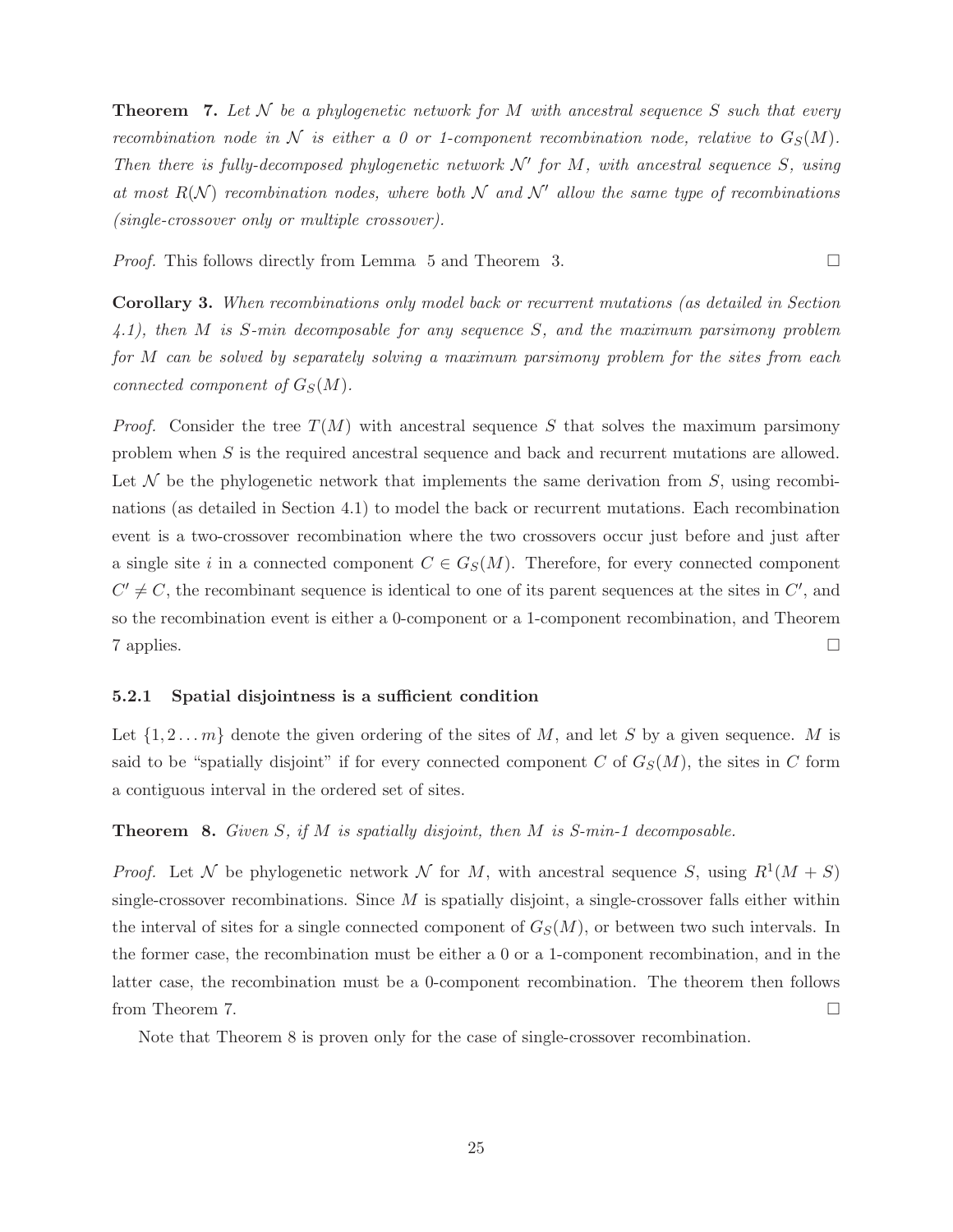**Theorem 7.** *Let $\mathcal{N}$ be a phylogenetic network for $M$ with ancestral sequence $S$ such that every recombination node in $\mathcal{N}$ is either a 0 or 1-component recombination node, relative to $G_S(M)$. Then there is fully-decomposed phylogenetic network $\mathcal{N}'$ for $M$, with ancestral sequence $S$, using at most $R(\mathcal{N})$ recombination nodes, where both $\mathcal{N}$ and $\mathcal{N}'$ allow the same type of recombinations (single-crossover only or multiple crossover).*

*Proof.* This follows directly from Lemma 5 and Theorem 3. □

**Corollary 3.** *When recombinations only model back or recurrent mutations (as detailed in Section 4.1), then $M$ is S-min decomposable for any sequence $S$, and the maximum parsimony problem for $M$ can be solved by separately solving a maximum parsimony problem for the sites from each connected component of $G_S(M)$.*

*Proof.* Consider the tree $T(M)$ with ancestral sequence $S$ that solves the maximum parsimony problem when $S$ is the required ancestral sequence and back and recurrent mutations are allowed. Let $\mathcal{N}$ be the phylogenetic network that implements the same derivation from $S$, using recombinations (as detailed in Section 4.1) to model the back or recurrent mutations. Each recombination event is a two-crossover recombination where the two crossovers occur just before and just after a single site $i$ in a connected component $C \in G_S(M)$. Therefore, for every connected component $C' \neq C$, the recombinant sequence is identical to one of its parent sequences at the sites in $C'$, and so the recombination event is either a 0-component or a 1-component recombination, and Theorem 7 applies. □

#### 5.2.1 Spatial disjointness is a sufficient condition

Let $\{1, 2 \ldots m\}$ denote the given ordering of the sites of $M$, and let $S$ by a given sequence. $M$ is said to be "spatially disjoint" if for every connected component $C$ of $G_S(M)$, the sites in $C$ form a contiguous interval in the ordered set of sites.

**Theorem 8.** *Given $S$, if $M$ is spatially disjoint, then $M$ is S-min-1 decomposable.*

*Proof.* Let $\mathcal{N}$ be phylogenetic network $\mathcal{N}$ for $M$, with ancestral sequence $S$, using $R^1(M + S)$ single-crossover recombinations. Since $M$ is spatially disjoint, a single-crossover falls either within the interval of sites for a single connected component of $G_S(M)$, or between two such intervals. In the former case, the recombination must be either a 0 or a 1-component recombination, and in the latter case, the recombination must be a 0-component recombination. The theorem then follows from Theorem 7. □

Note that Theorem 8 is proven only for the case of single-crossover recombination.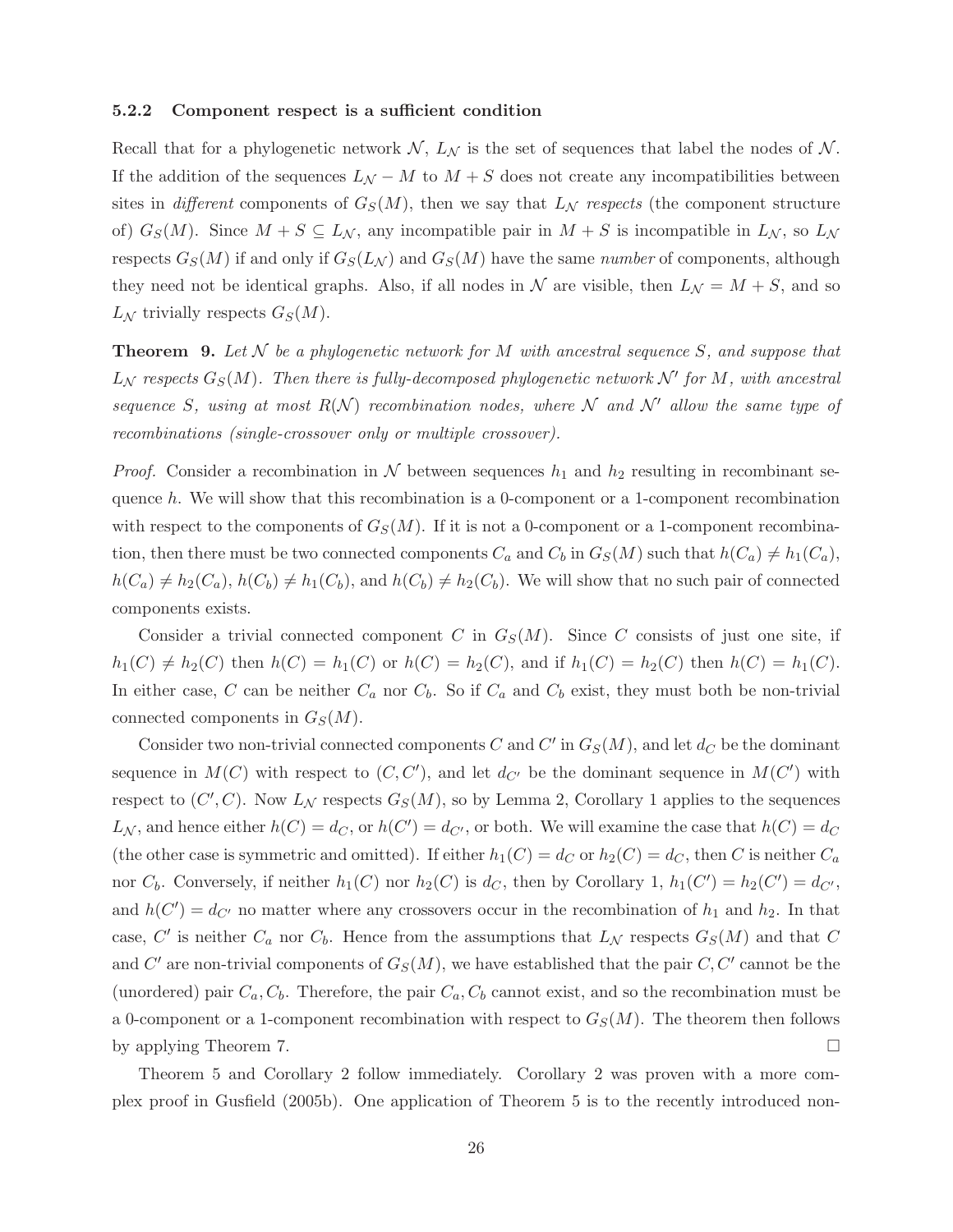#### 5.2.2 Component respect is a sufficient condition

Recall that for a phylogenetic network $\mathcal{N}$, $L_{\mathcal{N}}$ is the set of sequences that label the nodes of $\mathcal{N}$. If the addition of the sequences $L_{\mathcal{N}} - M$ to $M + S$ does not create any incompatibilities between sites in *different* components of $G_S(M)$, then we say that $L_{\mathcal{N}}$ *respects* (the component structure of) $G_S(M)$. Since $M + S \subseteq L_{\mathcal{N}}$, any incompatible pair in $M + S$ is incompatible in $L_{\mathcal{N}}$, so $L_{\mathcal{N}}$ respects $G_S(M)$ if and only if $G_S(L_{\mathcal{N}})$ and $G_S(M)$ have the same *number* of components, although they need not be identical graphs. Also, if all nodes in $\mathcal{N}$ are visible, then $L_{\mathcal{N}} = M + S$, and so $L_{\mathcal{N}}$ trivially respects $G_S(M)$.

**Theorem 9.** *Let $\mathcal{N}$ be a phylogenetic network for $M$ with ancestral sequence $S$, and suppose that $L_{\mathcal{N}}$ respects $G_S(M)$. Then there is fully-decomposed phylogenetic network $\mathcal{N}'$ for $M$, with ancestral sequence $S$, using at most $R(\mathcal{N})$ recombination nodes, where $\mathcal{N}$ and $\mathcal{N}'$ allow the same type of recombinations (single-crossover only or multiple crossover).*

*Proof.* Consider a recombination in $\mathcal{N}$ between sequences $h_1$ and $h_2$ resulting in recombinant sequence $h$. We will show that this recombination is a 0-component or a 1-component recombination with respect to the components of $G_S(M)$. If it is not a 0-component or a 1-component recombination, then there must be two connected components $C_a$ and $C_b$ in $G_S(M)$ such that $h(C_a) \neq h_1(C_a)$, $h(C_a) \neq h_2(C_a)$, $h(C_b) \neq h_1(C_b)$, and $h(C_b) \neq h_2(C_b)$. We will show that no such pair of connected components exists.

Consider a trivial connected component $C$ in $G_S(M)$. Since $C$ consists of just one site, if $h_1(C) \neq h_2(C)$ then $h(C) = h_1(C)$ or $h(C) = h_2(C)$, and if $h_1(C) = h_2(C)$ then $h(C) = h_1(C)$. In either case, $C$ can be neither $C_a$ nor $C_b$. So if $C_a$ and $C_b$ exist, they must both be non-trivial connected components in $G_S(M)$.

Consider two non-trivial connected components $C$ and $C'$ in $G_S(M)$, and let $d_C$ be the dominant sequence in $M(C)$ with respect to $(C, C')$, and let $d_{C'}$ be the dominant sequence in $M(C')$ with respect to $(C', C)$. Now $L_{\mathcal{N}}$ respects $G_S(M)$, so by Lemma 2, Corollary 1 applies to the sequences $L_{\mathcal{N}}$, and hence either $h(C) = d_C$, or $h(C') = d_{C'}$, or both. We will examine the case that $h(C) = d_C$ (the other case is symmetric and omitted). If either $h_1(C) = d_C$ or $h_2(C) = d_C$, then $C$ is neither $C_a$ nor $C_b$. Conversely, if neither $h_1(C)$ nor $h_2(C)$ is $d_C$, then by Corollary 1, $h_1(C') = h_2(C') = d_{C'}$, and $h(C') = d_{C'}$ no matter where any crossovers occur in the recombination of $h_1$ and $h_2$. In that case, $C'$ is neither $C_a$ nor $C_b$. Hence from the assumptions that $L_{\mathcal{N}}$ respects $G_S(M)$ and that $C$ and $C'$ are non-trivial components of $G_S(M)$, we have established that the pair $C, C'$ cannot be the (unordered) pair $C_a, C_b$. Therefore, the pair $C_a, C_b$ cannot exist, and so the recombination must be a 0-component or a 1-component recombination with respect to $G_S(M)$. The theorem then follows by applying Theorem 7. $\square$

Theorem 5 and Corollary 2 follow immediately. Corollary 2 was proven with a more complex proof in Gusfield (2005b). One application of Theorem 5 is to the recently introduced non-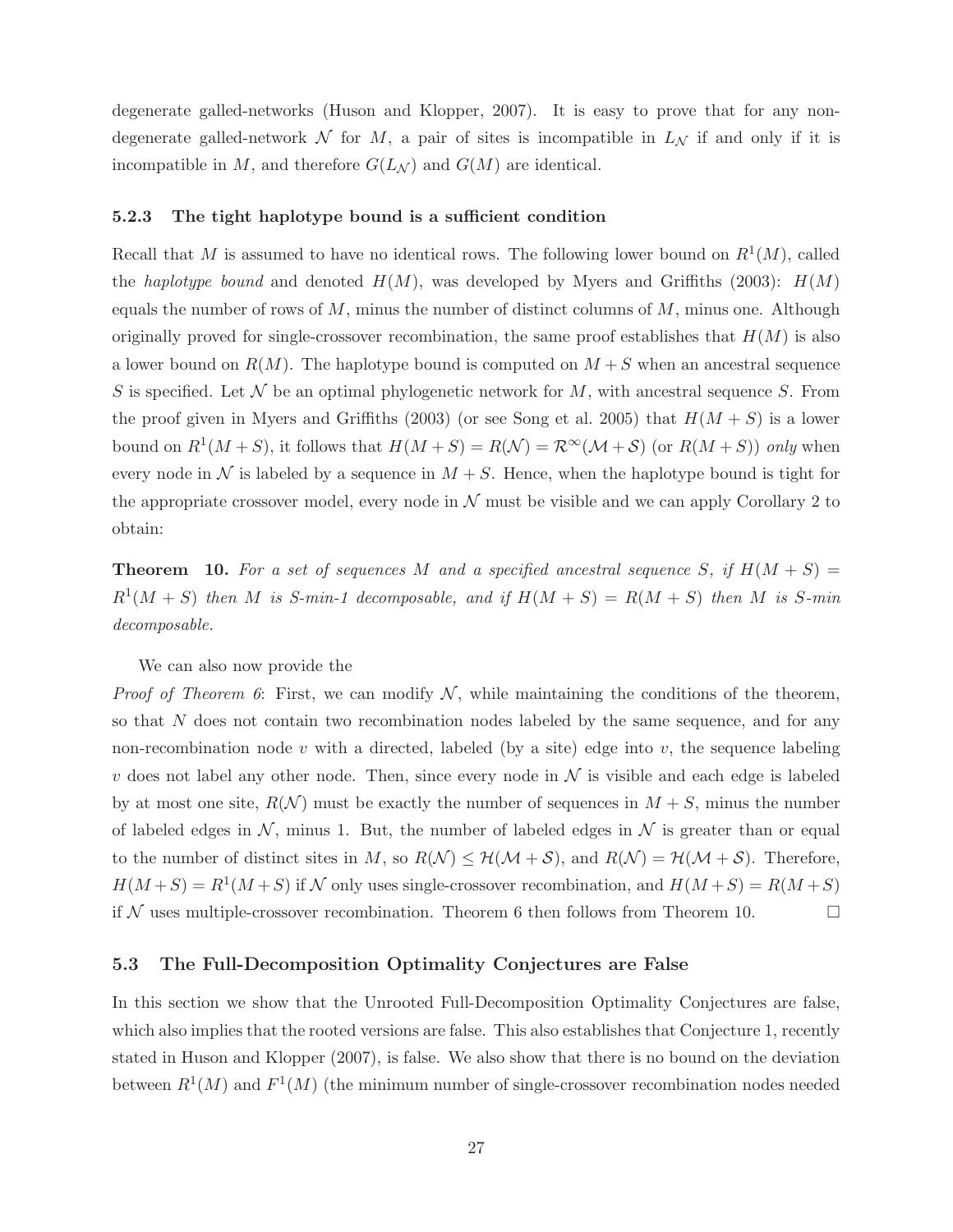degenerate galled-networks (Huson and Klopper, 2007). It is easy to prove that for any non-degenerate galled-network $\mathcal{N}$ for $M$, a pair of sites is incompatible in $L_{\mathcal{N}}$ if and only if it is incompatible in $M$, and therefore $G(L_{\mathcal{N}})$ and $G(M)$ are identical.

#### 5.2.3 The tight haplotype bound is a sufficient condition

Recall that $M$ is assumed to have no identical rows. The following lower bound on $R^1(M)$, called the *haplotype bound* and denoted $H(M)$, was developed by Myers and Griffiths (2003): $H(M)$ equals the number of rows of $M$, minus the number of distinct columns of $M$, minus one. Although originally proved for single-crossover recombination, the same proof establishes that $H(M)$ is also a lower bound on $R(M)$. The haplotype bound is computed on $M + S$ when an ancestral sequence $S$ is specified. Let $\mathcal{N}$ be an optimal phylogenetic network for $M$, with ancestral sequence $S$. From the proof given in Myers and Griffiths (2003) (or see Song et al. 2005) that $H(M + S)$ is a lower bound on $R^1(M + S)$, it follows that $H(M + S) = R(\mathcal{N}) = \mathcal{R}^\infty(\mathcal{M} + \mathcal{S})$ (or $R(M + S)$) *only* when every node in $\mathcal{N}$ is labeled by a sequence in $M + S$. Hence, when the haplotype bound is tight for the appropriate crossover model, every node in $\mathcal{N}$ must be visible and we can apply Corollary 2 to obtain:

**Theorem 10.** *For a set of sequences $M$ and a specified ancestral sequence $S$, if $H(M + S) = R^1(M + S)$ then $M$ is S-min-1 decomposable, and if $H(M + S) = R(M + S)$ then $M$ is S-min decomposable.*

We can also now provide the

*Proof of Theorem 6*: First, we can modify $\mathcal{N}$, while maintaining the conditions of the theorem, so that $N$ does not contain two recombination nodes labeled by the same sequence, and for any non-recombination node $v$ with a directed, labeled (by a site) edge into $v$, the sequence labeling $v$ does not label any other node. Then, since every node in $\mathcal{N}$ is visible and each edge is labeled by at most one site, $R(\mathcal{N})$ must be exactly the number of sequences in $M + S$, minus the number of labeled edges in $\mathcal{N}$, minus 1. But, the number of labeled edges in $\mathcal{N}$ is greater than or equal to the number of distinct sites in $M$, so $R(\mathcal{N}) \leq \mathcal{H}(\mathcal{M} + \mathcal{S})$, and $R(\mathcal{N}) = \mathcal{H}(\mathcal{M} + \mathcal{S})$. Therefore, $H(M+S) = R^1(M+S)$ if $\mathcal{N}$ only uses single-crossover recombination, and $H(M+S) = R(M+S)$ if $\mathcal{N}$ uses multiple-crossover recombination. Theorem 6 then follows from Theorem 10. □

### 5.3 The Full-Decomposition Optimality Conjectures are False

In this section we show that the Unrooted Full-Decomposition Optimality Conjectures are false, which also implies that the rooted versions are false. This also establishes that Conjecture 1, recently stated in Huson and Klopper (2007), is false. We also show that there is no bound on the deviation between $R^1(M)$ and $F^1(M)$ (the minimum number of single-crossover recombination nodes needed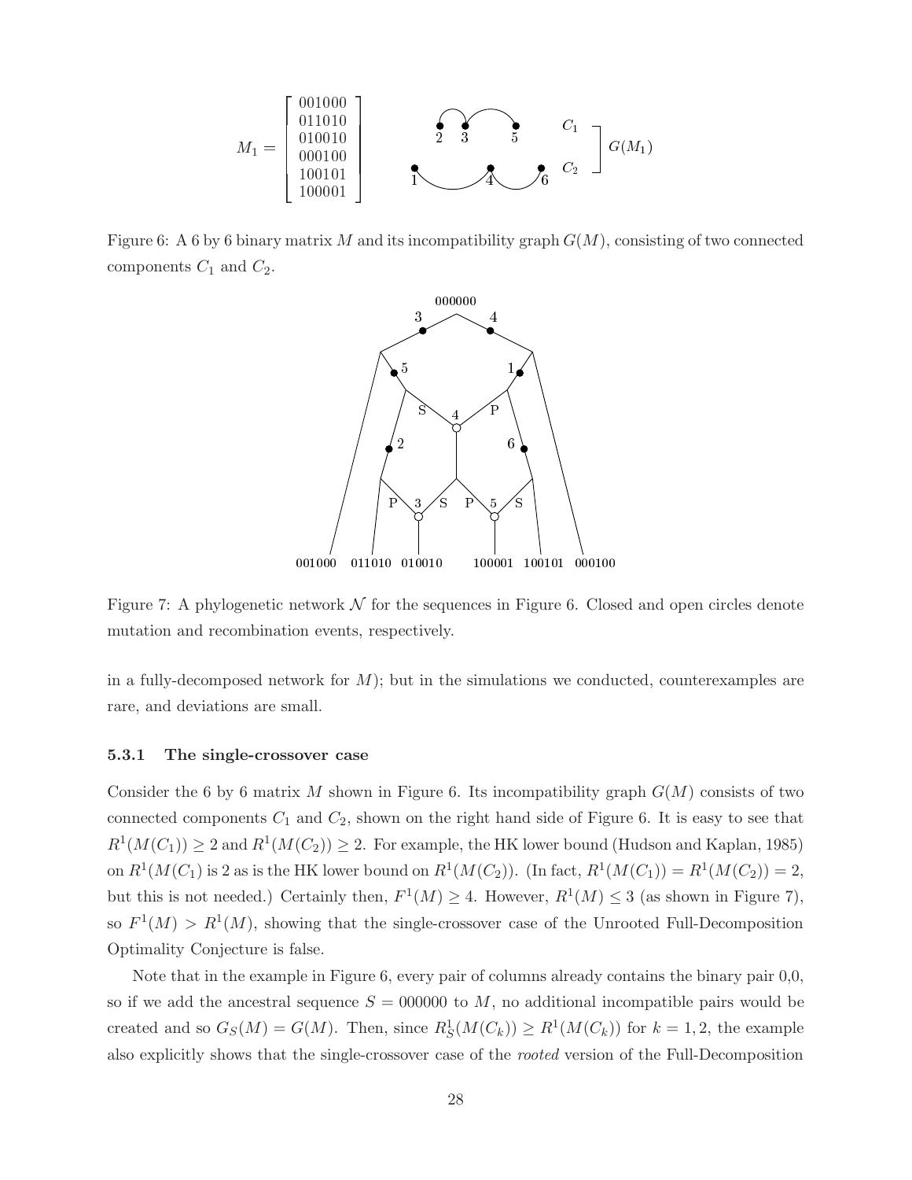$$M_1 = \begin{bmatrix} 001000 \\ 011010 \\ 010010 \\ 000100 \\ 100101 \\ 100001 \end{bmatrix}$$

Figure 6: A 6 by 6 binary matrix $M$ and its incompatibility graph $G(M)$, consisting of two connected components $C_1$ and $C_2$.

Figure 7: A phylogenetic network $\mathcal{N}$ for the sequences in Figure 6. Closed and open circles denote mutation and recombination events, respectively.

in a fully-decomposed network for $M$); but in the simulations we conducted, counterexamples are rare, and deviations are small.

### 5.3.1 The single-crossover case

Consider the 6 by 6 matrix $M$ shown in Figure 6. Its incompatibility graph $G(M)$ consists of two connected components $C_1$ and $C_2$, shown on the right hand side of Figure 6. It is easy to see that $R^1(M(C_1)) \geq 2$ and $R^1(M(C_2)) \geq 2$. For example, the HK lower bound (Hudson and Kaplan, 1985) on $R^1(M(C_1)$ is 2 as is the HK lower bound on $R^1(M(C_2))$. (In fact, $R^1(M(C_1)) = R^1(M(C_2)) = 2$, but this is not needed.) Certainly then, $F^1(M) \geq 4$. However, $R^1(M) \leq 3$ (as shown in Figure 7), so $F^1(M) > R^1(M)$, showing that the single-crossover case of the Unrooted Full-Decomposition Optimality Conjecture is false.

Note that in the example in Figure 6, every pair of columns already contains the binary pair 0,0, so if we add the ancestral sequence $S = 000000$ to $M$, no additional incompatible pairs would be created and so $G_S(M) = G(M)$. Then, since $R^1_S(M(C_k)) \geq R^1(M(C_k))$ for $k = 1, 2$, the example also explicitly shows that the single-crossover case of the *rooted* version of the Full-Decomposition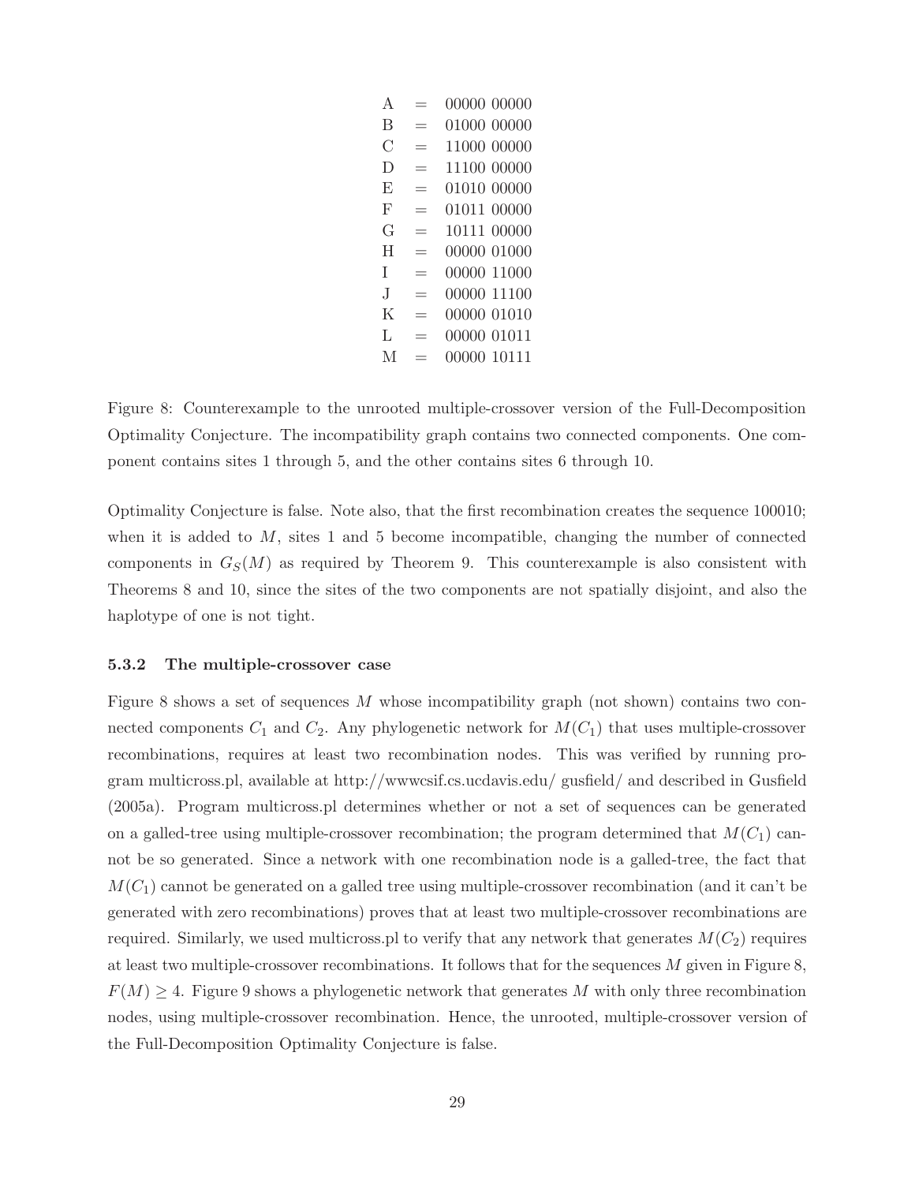A = 00000 00000
B = 01000 00000
C = 11000 00000
D = 11100 00000
E = 01010 00000
F = 01011 00000
G = 10111 00000
H = 00000 01000
I = 00000 11000
J = 00000 11100
K = 00000 01010
L = 00000 01011
M = 00000 10111

Figure 8: Counterexample to the unrooted multiple-crossover version of the Full-Decomposition Optimality Conjecture. The incompatibility graph contains two connected components. One component contains sites 1 through 5, and the other contains sites 6 through 10.

Optimality Conjecture is false. Note also, that the first recombination creates the sequence 100010; when it is added to $M$, sites 1 and 5 become incompatible, changing the number of connected components in $G_S(M)$ as required by Theorem 9. This counterexample is also consistent with Theorems 8 and 10, since the sites of the two components are not spatially disjoint, and also the haplotype of one is not tight.

### 5.3.2 The multiple-crossover case

Figure 8 shows a set of sequences $M$ whose incompatibility graph (not shown) contains two connected components $C_1$ and $C_2$. Any phylogenetic network for $M(C_1)$ that uses multiple-crossover recombinations, requires at least two recombination nodes. This was verified by running program multicross.pl, available at http://wwwcsif.cs.ucdavis.edu/ gusfield/ and described in Gusfield (2005a). Program multicross.pl determines whether or not a set of sequences can be generated on a galled-tree using multiple-crossover recombination; the program determined that $M(C_1)$ cannot be so generated. Since a network with one recombination node is a galled-tree, the fact that $M(C_1)$ cannot be generated on a galled tree using multiple-crossover recombination (and it can't be generated with zero recombinations) proves that at least two multiple-crossover recombinations are required. Similarly, we used multicross.pl to verify that any network that generates $M(C_2)$ requires at least two multiple-crossover recombinations. It follows that for the sequences $M$ given in Figure 8, $F(M) \geq 4$. Figure 9 shows a phylogenetic network that generates $M$ with only three recombination nodes, using multiple-crossover recombination. Hence, the unrooted, multiple-crossover version of the Full-Decomposition Optimality Conjecture is false.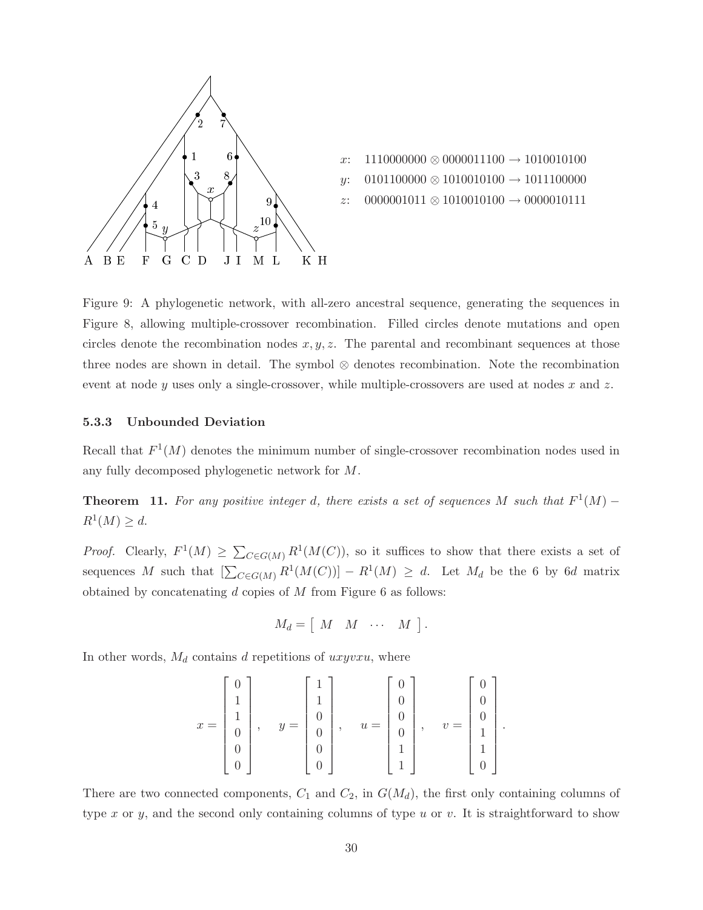$x$: $1110000000 \otimes 0000011100 \rightarrow 1010010100$

$y$: $0101100000 \otimes 1010010100 \rightarrow 1011100000$

$z$: $0000001011 \otimes 1010010100 \rightarrow 0000010111$

Figure 9: A phylogenetic network, with all-zero ancestral sequence, generating the sequences in Figure 8, allowing multiple-crossover recombination. Filled circles denote mutations and open circles denote the recombination nodes $x, y, z$. The parental and recombinant sequences at those three nodes are shown in detail. The symbol $\otimes$ denotes recombination. Note the recombination event at node $y$ uses only a single-crossover, while multiple-crossovers are used at nodes $x$ and $z$.

### 5.3.3 Unbounded Deviation

Recall that $F^1(M)$ denotes the minimum number of single-crossover recombination nodes used in any fully decomposed phylogenetic network for $M$.

**Theorem 11.** *For any positive integer $d$, there exists a set of sequences $M$ such that $F^1(M) - R^1(M) \geq d$.*

*Proof.* Clearly, $F^1(M) \geq \sum_{C \in G(M)} R^1(M(C))$, so it suffices to show that there exists a set of sequences $M$ such that $[\sum_{C \in G(M)} R^1(M(C))] - R^1(M) \geq d$. Let $M_d$ be the 6 by $6d$ matrix obtained by concatenating $d$ copies of $M$ from Figure 6 as follows:

$$M_d = \left[ \begin{array}{cccc} M & M & \cdots & M \end{array} \right].$$

In other words, $M_d$ contains $d$ repetitions of $uxyvxu$, where

$$x = \begin{bmatrix} 0 \\ 1 \\ 1 \\ 0 \\ 0 \\ 0 \end{bmatrix}, \quad y = \begin{bmatrix} 1 \\ 1 \\ 0 \\ 0 \\ 0 \\ 0 \end{bmatrix}, \quad u = \begin{bmatrix} 0 \\ 0 \\ 0 \\ 0 \\ 1 \\ 1 \end{bmatrix}, \quad v = \begin{bmatrix} 0 \\ 0 \\ 0 \\ 1 \\ 1 \\ 0 \end{bmatrix}.$$

There are two connected components, $C_1$ and $C_2$, in $G(M_d)$, the first only containing columns of type $x$ or $y$, and the second only containing columns of type $u$ or $v$. It is straightforward to show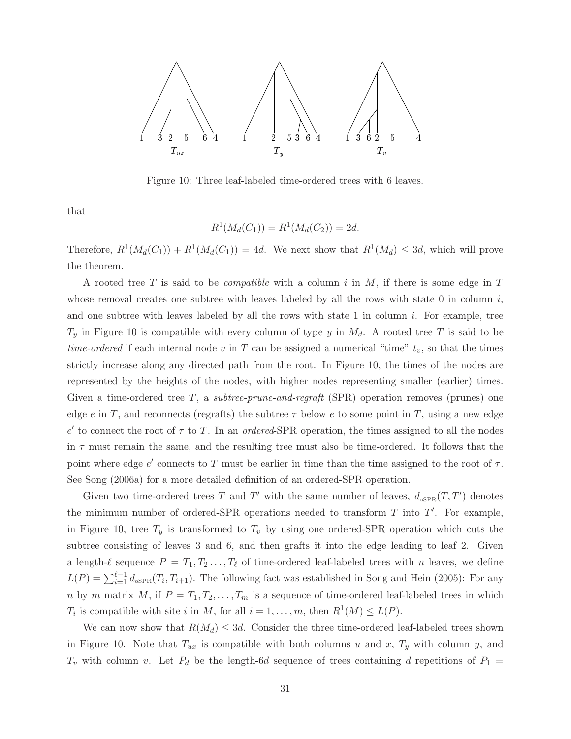Figure 10: Three leaf-labeled time-ordered trees with 6 leaves.

that

$$R^1(M_d(C_1)) = R^1(M_d(C_2)) = 2d.$$

Therefore, $R^1(M_d(C_1)) + R^1(M_d(C_1)) = 4d$. We next show that $R^1(M_d) \leq 3d$, which will prove the theorem.

A rooted tree $T$ is said to be *compatible* with a column $i$ in $M$, if there is some edge in $T$ whose removal creates one subtree with leaves labeled by all the rows with state 0 in column $i$, and one subtree with leaves labeled by all the rows with state 1 in column $i$. For example, tree $T_y$ in Figure 10 is compatible with every column of type $y$ in $M_d$. A rooted tree $T$ is said to be *time-ordered* if each internal node $v$ in $T$ can be assigned a numerical "time" $t_v$, so that the times strictly increase along any directed path from the root. In Figure 10, the times of the nodes are represented by the heights of the nodes, with higher nodes representing smaller (earlier) times. Given a time-ordered tree $T$, a *subtree-prune-and-regraft* (SPR) operation removes (prunes) one edge $e$ in $T$, and reconnects (regrafts) the subtree $\tau$ below $e$ to some point in $T$, using a new edge $e'$ to connect the root of $\tau$ to $T$. In an *ordered*-SPR operation, the times assigned to all the nodes in $\tau$ must remain the same, and the resulting tree must also be time-ordered. It follows that the point where edge $e'$ connects to $T$ must be earlier in time than the time assigned to the root of $\tau$. See Song (2006a) for a more detailed definition of an ordered-SPR operation.

Given two time-ordered trees $T$ and $T'$ with the same number of leaves, $d_{\text{oSPR}}(T, T')$ denotes the minimum number of ordered-SPR operations needed to transform $T$ into $T'$. For example, in Figure 10, tree $T_y$ is transformed to $T_v$ by using one ordered-SPR operation which cuts the subtree consisting of leaves 3 and 6, and then grafts it into the edge leading to leaf 2. Given a length-$\ell$ sequence $P = T_1, T_2 \ldots, T_\ell$ of time-ordered leaf-labeled trees with $n$ leaves, we define $L(P) = \sum_{i=1}^{\ell-1} d_{\text{oSPR}}(T_i, T_{i+1})$. The following fact was established in Song and Hein (2005): For any $n$ by $m$ matrix $M$, if $P = T_1, T_2, \ldots, T_m$ is a sequence of time-ordered leaf-labeled trees in which $T_i$ is compatible with site $i$ in $M$, for all $i = 1, \ldots, m$, then $R^1(M) \leq L(P)$.

We can now show that $R(M_d) \leq 3d$. Consider the three time-ordered leaf-labeled trees shown in Figure 10. Note that $T_{ux}$ is compatible with both columns $u$ and $x$, $T_y$ with column $y$, and $T_v$ with column $v$. Let $P_d$ be the length-$6d$ sequence of trees containing $d$ repetitions of $P_1$ =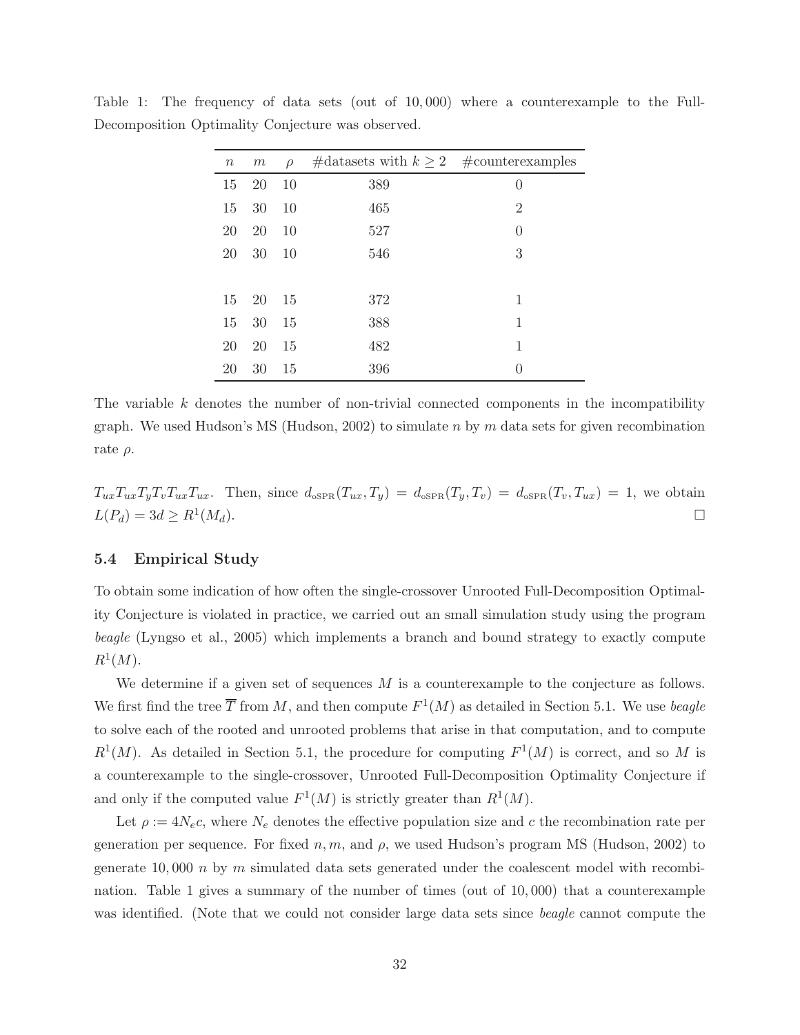Table 1: The frequency of data sets (out of 10,000) where a counterexample to the Full-Decomposition Optimality Conjecture was observed.

| $n$ | $m$ | $\rho$ | #datasets with $k \geq 2$ | #counterexamples |
|---|---|---|---|---|
| 15 | 20 | 10 | 389 | 0 |
| 15 | 30 | 10 | 465 | 2 |
| 20 | 20 | 10 | 527 | 0 |
| 20 | 30 | 10 | 546 | 3 |
| | | | | |
| 15 | 20 | 15 | 372 | 1 |
| 15 | 30 | 15 | 388 | 1 |
| 20 | 20 | 15 | 482 | 1 |
| 20 | 30 | 15 | 396 | 0 |

The variable $k$ denotes the number of non-trivial connected components in the incompatibility graph. We used Hudson's MS (Hudson, 2002) to simulate $n$ by $m$ data sets for given recombination rate $\rho$.

$T_{ux}T_{ux}T_yT_vT_{ux}T_{ux}$. Then, since $d_{\text{oSPR}}(T_{ux}, T_y) = d_{\text{oSPR}}(T_y, T_v) = d_{\text{oSPR}}(T_v, T_{ux}) = 1$, we obtain $L(P_d) = 3d \geq R^1(M_d)$. □

### 5.4 Empirical Study

To obtain some indication of how often the single-crossover Unrooted Full-Decomposition Optimality Conjecture is violated in practice, we carried out an small simulation study using the program *beagle* (Lyngso et al., 2005) which implements a branch and bound strategy to exactly compute $R^1(M)$.

We determine if a given set of sequences $M$ is a counterexample to the conjecture as follows. We first find the tree $\overline{T}$ from $M$, and then compute $F^1(M)$ as detailed in Section 5.1. We use *beagle* to solve each of the rooted and unrooted problems that arise in that computation, and to compute $R^1(M)$. As detailed in Section 5.1, the procedure for computing $F^1(M)$ is correct, and so $M$ is a counterexample to the single-crossover, Unrooted Full-Decomposition Optimality Conjecture if and only if the computed value $F^1(M)$ is strictly greater than $R^1(M)$.

Let $\rho := 4N_ec$, where $N_e$ denotes the effective population size and $c$ the recombination rate per generation per sequence. For fixed $n, m$, and $\rho$, we used Hudson's program MS (Hudson, 2002) to generate 10,000 $n$ by $m$ simulated data sets generated under the coalescent model with recombination. Table 1 gives a summary of the number of times (out of 10,000) that a counterexample was identified. (Note that we could not consider large data sets since *beagle* cannot compute the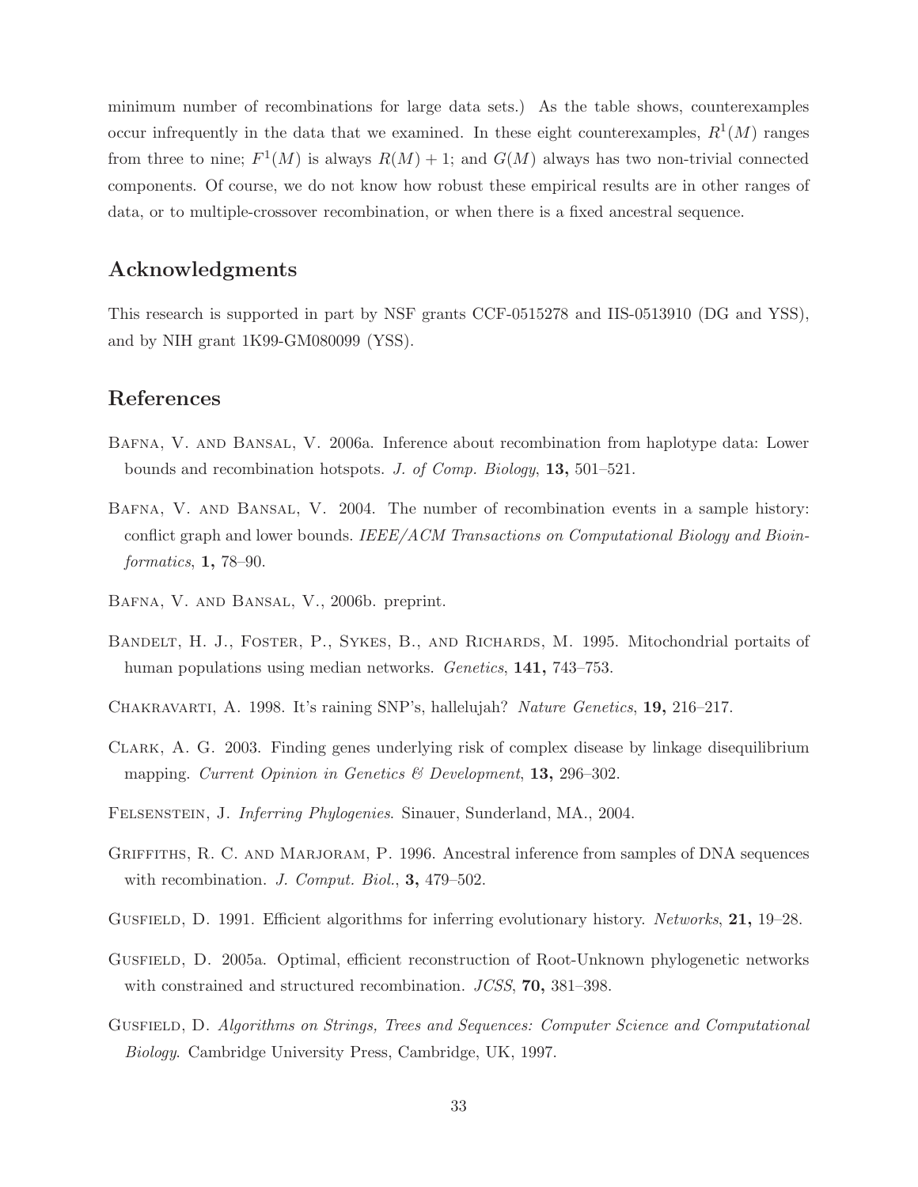minimum number of recombinations for large data sets.) As the table shows, counterexamples occur infrequently in the data that we examined. In these eight counterexamples, $R^1(M)$ ranges from three to nine; $F^1(M)$ is always $R(M) + 1$; and $G(M)$ always has two non-trivial connected components. Of course, we do not know how robust these empirical results are in other ranges of data, or to multiple-crossover recombination, or when there is a fixed ancestral sequence.

## Acknowledgments

This research is supported in part by NSF grants CCF-0515278 and IIS-0513910 (DG and YSS), and by NIH grant 1K99-GM080099 (YSS).

## References

Bafna, V. and Bansal, V. 2006a. Inference about recombination from haplotype data: Lower bounds and recombination hotspots. *J. of Comp. Biology*, **13,** 501–521.

Bafna, V. and Bansal, V. 2004. The number of recombination events in a sample history: conflict graph and lower bounds. *IEEE/ACM Transactions on Computational Biology and Bioinformatics*, **1,** 78–90.

Bafna, V. and Bansal, V., 2006b. preprint.

Bandelt, H. J., Foster, P., Sykes, B., and Richards, M. 1995. Mitochondrial portaits of human populations using median networks. *Genetics*, **141,** 743–753.

Chakravarti, A. 1998. It's raining SNP's, hallelujah? *Nature Genetics*, **19,** 216–217.

Clark, A. G. 2003. Finding genes underlying risk of complex disease by linkage disequilibrium mapping. *Current Opinion in Genetics & Development*, **13,** 296–302.

Felsenstein, J. *Inferring Phylogenies*. Sinauer, Sunderland, MA., 2004.

Griffiths, R. C. and Marjoram, P. 1996. Ancestral inference from samples of DNA sequences with recombination. *J. Comput. Biol.*, **3,** 479–502.

Gusfield, D. 1991. Efficient algorithms for inferring evolutionary history. *Networks*, **21,** 19–28.

Gusfield, D. 2005a. Optimal, efficient reconstruction of Root-Unknown phylogenetic networks with constrained and structured recombination. *JCSS*, **70,** 381–398.

Gusfield, D. *Algorithms on Strings, Trees and Sequences: Computer Science and Computational Biology*. Cambridge University Press, Cambridge, UK, 1997.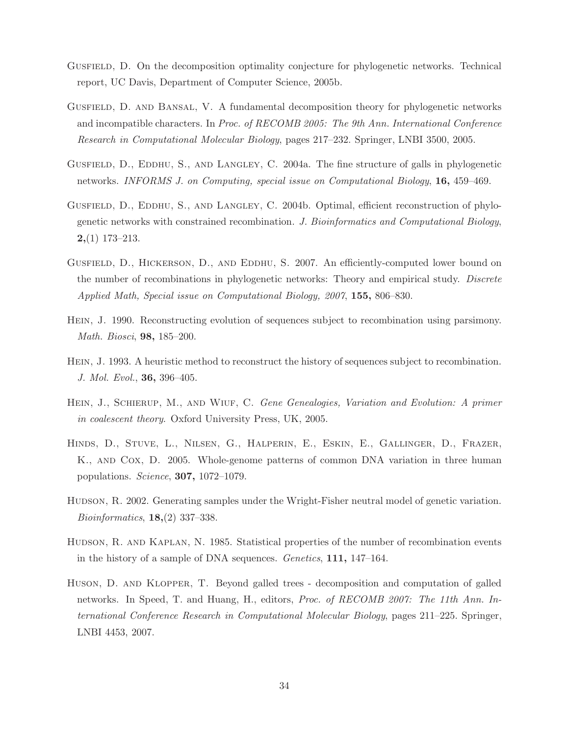Gusfield, D. On the decomposition optimality conjecture for phylogenetic networks. Technical report, UC Davis, Department of Computer Science, 2005b.

Gusfield, D. and Bansal, V. A fundamental decomposition theory for phylogenetic networks and incompatible characters. In *Proc. of RECOMB 2005: The 9th Ann. International Conference Research in Computational Molecular Biology*, pages 217–232. Springer, LNBI 3500, 2005.

Gusfield, D., Eddhu, S., and Langley, C. 2004a. The fine structure of galls in phylogenetic networks. *INFORMS J. on Computing, special issue on Computational Biology*, **16,** 459–469.

Gusfield, D., Eddhu, S., and Langley, C. 2004b. Optimal, efficient reconstruction of phylogenetic networks with constrained recombination. *J. Bioinformatics and Computational Biology*, **2,**(1) 173–213.

Gusfield, D., Hickerson, D., and Eddhu, S. 2007. An efficiently-computed lower bound on the number of recombinations in phylogenetic networks: Theory and empirical study. *Discrete Applied Math, Special issue on Computational Biology, 2007*, **155,** 806–830.

Hein, J. 1990. Reconstructing evolution of sequences subject to recombination using parsimony. *Math. Biosci*, **98,** 185–200.

Hein, J. 1993. A heuristic method to reconstruct the history of sequences subject to recombination. *J. Mol. Evol.*, **36,** 396–405.

Hein, J., Schierup, M., and Wiuf, C. *Gene Genealogies, Variation and Evolution: A primer in coalescent theory*. Oxford University Press, UK, 2005.

Hinds, D., Stuve, L., Nilsen, G., Halperin, E., Eskin, E., Gallinger, D., Frazer, K., and Cox, D. 2005. Whole-genome patterns of common DNA variation in three human populations. *Science*, **307,** 1072–1079.

Hudson, R. 2002. Generating samples under the Wright-Fisher neutral model of genetic variation. *Bioinformatics*, **18,**(2) 337–338.

Hudson, R. and Kaplan, N. 1985. Statistical properties of the number of recombination events in the history of a sample of DNA sequences. *Genetics*, **111,** 147–164.

Huson, D. and Klopper, T. Beyond galled trees - decomposition and computation of galled networks. In Speed, T. and Huang, H., editors, *Proc. of RECOMB 2007: The 11th Ann. International Conference Research in Computational Molecular Biology*, pages 211–225. Springer, LNBI 4453, 2007.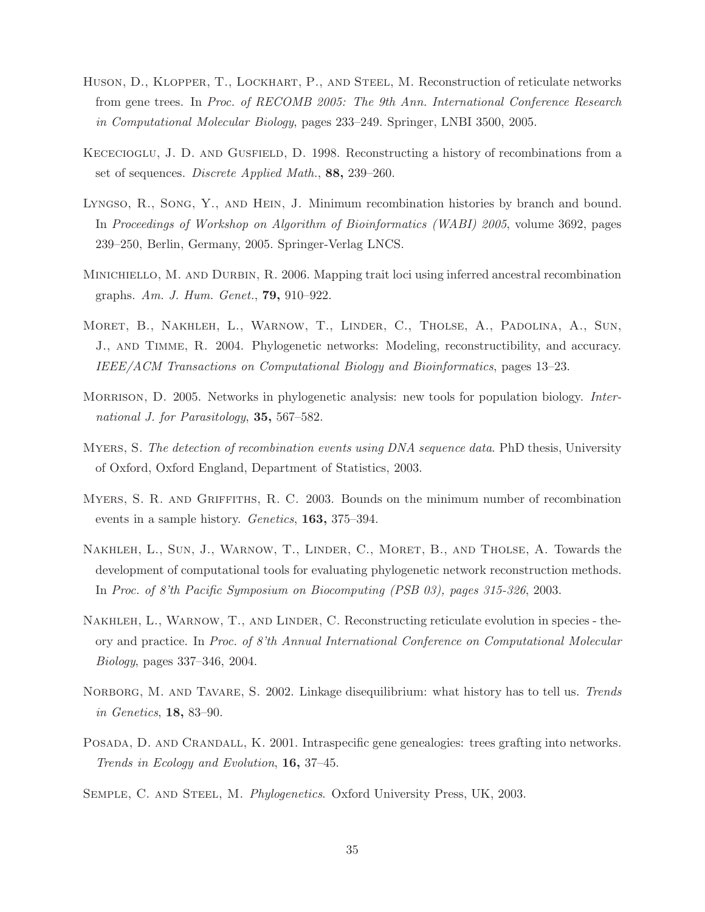Huson, D., Klopper, T., Lockhart, P., and Steel, M. Reconstruction of reticulate networks from gene trees. In *Proc. of RECOMB 2005: The 9th Ann. International Conference Research in Computational Molecular Biology*, pages 233–249. Springer, LNBI 3500, 2005.

Kececioglu, J. D. and Gusfield, D. 1998. Reconstructing a history of recombinations from a set of sequences. *Discrete Applied Math.*, **88,** 239–260.

Lyngso, R., Song, Y., and Hein, J. Minimum recombination histories by branch and bound. In *Proceedings of Workshop on Algorithm of Bioinformatics (WABI) 2005*, volume 3692, pages 239–250, Berlin, Germany, 2005. Springer-Verlag LNCS.

Minichiello, M. and Durbin, R. 2006. Mapping trait loci using inferred ancestral recombination graphs. *Am. J. Hum. Genet.*, **79,** 910–922.

Moret, B., Nakhleh, L., Warnow, T., Linder, C., Tholse, A., Padolina, A., Sun, J., and Timme, R. 2004. Phylogenetic networks: Modeling, reconstructibility, and accuracy. *IEEE/ACM Transactions on Computational Biology and Bioinformatics*, pages 13–23.

Morrison, D. 2005. Networks in phylogenetic analysis: new tools for population biology. *International J. for Parasitology*, **35,** 567–582.

Myers, S. *The detection of recombination events using DNA sequence data*. PhD thesis, University of Oxford, Oxford England, Department of Statistics, 2003.

Myers, S. R. and Griffiths, R. C. 2003. Bounds on the minimum number of recombination events in a sample history. *Genetics*, **163,** 375–394.

Nakhleh, L., Sun, J., Warnow, T., Linder, C., Moret, B., and Tholse, A. Towards the development of computational tools for evaluating phylogenetic network reconstruction methods. In *Proc. of 8'th Pacific Symposium on Biocomputing (PSB 03), pages 315-326*, 2003.

Nakhleh, L., Warnow, T., and Linder, C. Reconstructing reticulate evolution in species - theory and practice. In *Proc. of 8'th Annual International Conference on Computational Molecular Biology*, pages 337–346, 2004.

Norborg, M. and Tavare, S. 2002. Linkage disequilibrium: what history has to tell us. *Trends in Genetics*, **18,** 83–90.

Posada, D. and Crandall, K. 2001. Intraspecific gene genealogies: trees grafting into networks. *Trends in Ecology and Evolution*, **16,** 37–45.

Semple, C. and Steel, M. *Phylogenetics*. Oxford University Press, UK, 2003.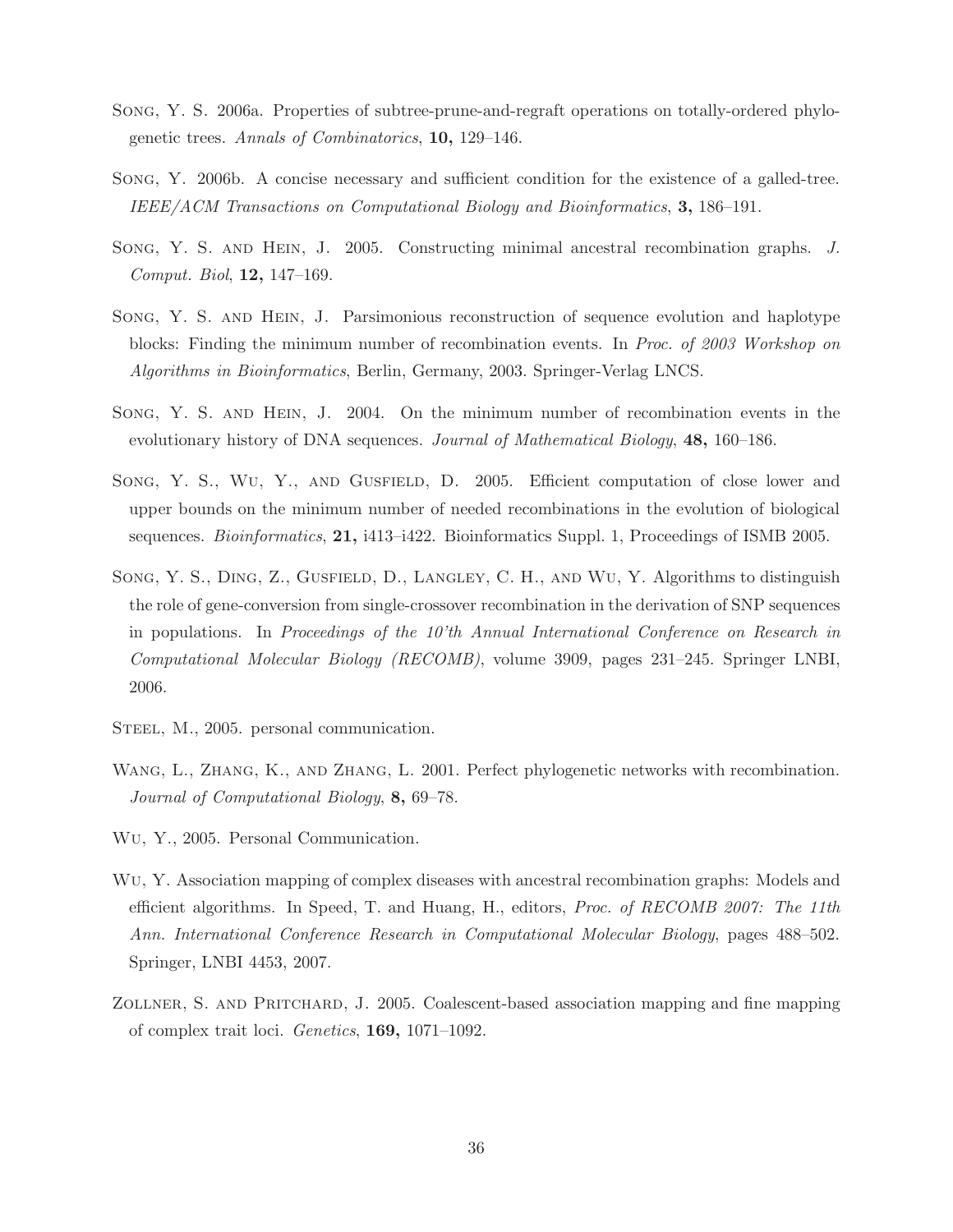Song, Y. S. 2006a. Properties of subtree-prune-and-regraft operations on totally-ordered phylogenetic trees. *Annals of Combinatorics*, **10,** 129–146.

Song, Y. 2006b. A concise necessary and sufficient condition for the existence of a galled-tree. *IEEE/ACM Transactions on Computational Biology and Bioinformatics*, **3,** 186–191.

Song, Y. S. and Hein, J. 2005. Constructing minimal ancestral recombination graphs. *J. Comput. Biol*, **12,** 147–169.

Song, Y. S. and Hein, J. Parsimonious reconstruction of sequence evolution and haplotype blocks: Finding the minimum number of recombination events. In *Proc. of 2003 Workshop on Algorithms in Bioinformatics*, Berlin, Germany, 2003. Springer-Verlag LNCS.

Song, Y. S. and Hein, J. 2004. On the minimum number of recombination events in the evolutionary history of DNA sequences. *Journal of Mathematical Biology*, **48,** 160–186.

Song, Y. S., Wu, Y., and Gusfield, D. 2005. Efficient computation of close lower and upper bounds on the minimum number of needed recombinations in the evolution of biological sequences. *Bioinformatics*, **21,** i413–i422. Bioinformatics Suppl. 1, Proceedings of ISMB 2005.

Song, Y. S., Ding, Z., Gusfield, D., Langley, C. H., and Wu, Y. Algorithms to distinguish the role of gene-conversion from single-crossover recombination in the derivation of SNP sequences in populations. In *Proceedings of the 10'th Annual International Conference on Research in Computational Molecular Biology (RECOMB)*, volume 3909, pages 231–245. Springer LNBI, 2006.

Steel, M., 2005. personal communication.

Wang, L., Zhang, K., and Zhang, L. 2001. Perfect phylogenetic networks with recombination. *Journal of Computational Biology*, **8,** 69–78.

Wu, Y., 2005. Personal Communication.

Wu, Y. Association mapping of complex diseases with ancestral recombination graphs: Models and efficient algorithms. In Speed, T. and Huang, H., editors, *Proc. of RECOMB 2007: The 11th Ann. International Conference Research in Computational Molecular Biology*, pages 488–502. Springer, LNBI 4453, 2007.

Zollner, S. and Pritchard, J. 2005. Coalescent-based association mapping and fine mapping of complex trait loci. *Genetics*, **169,** 1071–1092.